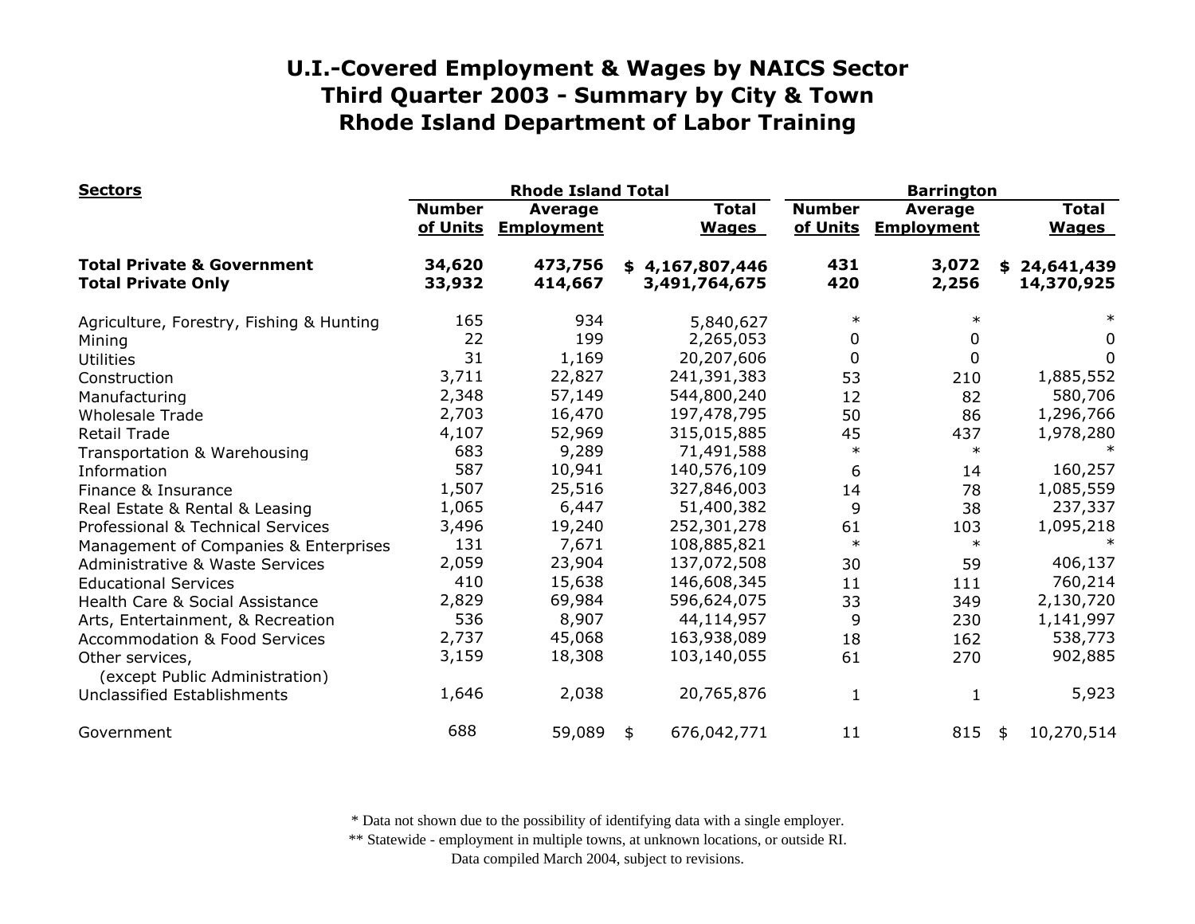# U.I.-Covered Employment & Wages by NAICS Sector
# Third Quarter 2003 - Summary by City & Town
# Rhode Island Department of Labor Training

| Sectors | Rhode Island Total | | | Barrington | | |
|---|---|---|---|---|---|---|
| | Number of Units | Average Employment | Total Wages | Number of Units | Average Employment | Total Wages |
| **Total Private & Government** | **34,620** | **473,756** | **$ 4,167,807,446** | **431** | **3,072** | **$ 24,641,439** |
| **Total Private Only** | **33,932** | **414,667** | **3,491,764,675** | **420** | **2,256** | **14,370,925** |
| Agriculture, Forestry, Fishing & Hunting | 165 | 934 | 5,840,627 | * | * | * |
| Mining | 22 | 199 | 2,265,053 | 0 | 0 | 0 |
| Utilities | 31 | 1,169 | 20,207,606 | 0 | 0 | 0 |
| Construction | 3,711 | 22,827 | 241,391,383 | 53 | 210 | 1,885,552 |
| Manufacturing | 2,348 | 57,149 | 544,800,240 | 12 | 82 | 580,706 |
| Wholesale Trade | 2,703 | 16,470 | 197,478,795 | 50 | 86 | 1,296,766 |
| Retail Trade | 4,107 | 52,969 | 315,015,885 | 45 | 437 | 1,978,280 |
| Transportation & Warehousing | 683 | 9,289 | 71,491,588 | * | * | * |
| Information | 587 | 10,941 | 140,576,109 | 6 | 14 | 160,257 |
| Finance & Insurance | 1,507 | 25,516 | 327,846,003 | 14 | 78 | 1,085,559 |
| Real Estate & Rental & Leasing | 1,065 | 6,447 | 51,400,382 | 9 | 38 | 237,337 |
| Professional & Technical Services | 3,496 | 19,240 | 252,301,278 | 61 | 103 | 1,095,218 |
| Management of Companies & Enterprises | 131 | 7,671 | 108,885,821 | * | * | * |
| Administrative & Waste Services | 2,059 | 23,904 | 137,072,508 | 30 | 59 | 406,137 |
| Educational Services | 410 | 15,638 | 146,608,345 | 11 | 111 | 760,214 |
| Health Care & Social Assistance | 2,829 | 69,984 | 596,624,075 | 33 | 349 | 2,130,720 |
| Arts, Entertainment, & Recreation | 536 | 8,907 | 44,114,957 | 9 | 230 | 1,141,997 |
| Accommodation & Food Services | 2,737 | 45,068 | 163,938,089 | 18 | 162 | 538,773 |
| Other services, (except Public Administration) | 3,159 | 18,308 | 103,140,055 | 61 | 270 | 902,885 |
| Unclassified Establishments | 1,646 | 2,038 | 20,765,876 | 1 | 1 | 5,923 |
| Government | 688 | 59,089 | $ 676,042,771 | 11 | 815 | $ 10,270,514 |

* Data not shown due to the possibility of identifying data with a single employer.

** Statewide - employment in multiple towns, at unknown locations, or outside RI.

Data compiled March 2004, subject to revisions.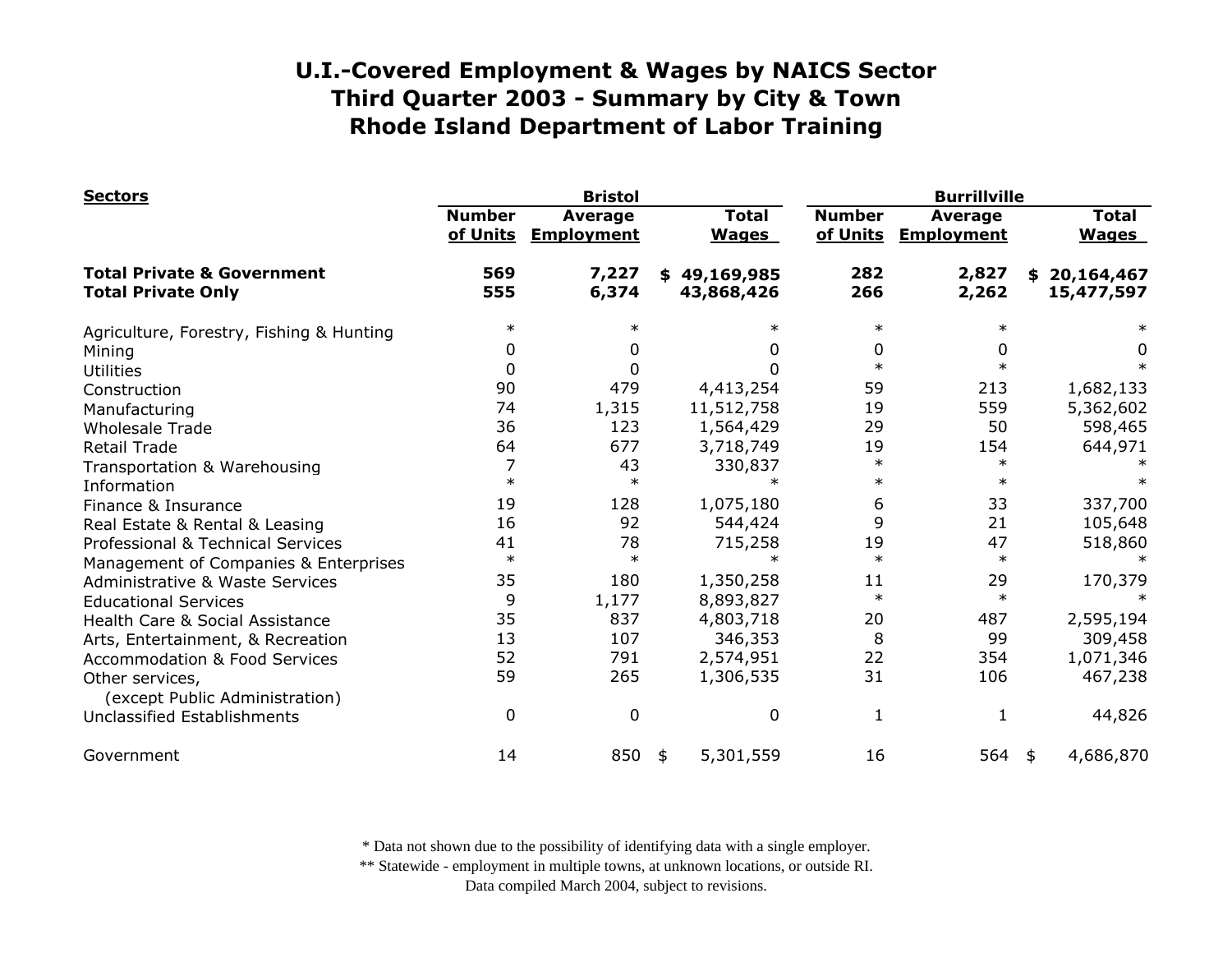# U.I.-Covered Employment & Wages by NAICS Sector
# Third Quarter 2003 - Summary by City & Town
# Rhode Island Department of Labor Training

| Sectors | Bristol | | | Burrillville | | |
|---|---|---|---|---|---|---|
| | Number of Units | Average Employment | Total Wages | Number of Units | Average Employment | Total Wages |
| **Total Private & Government** | **569** | **7,227** | **$ 49,169,985** | **282** | **2,827** | **$ 20,164,467** |
| **Total Private Only** | **555** | **6,374** | **43,868,426** | **266** | **2,262** | **15,477,597** |
| Agriculture, Forestry, Fishing & Hunting | * | * | * | * | * | * |
| Mining | 0 | 0 | 0 | 0 | 0 | 0 |
| Utilities | 0 | 0 | 0 | * | * | * |
| Construction | 90 | 479 | 4,413,254 | 59 | 213 | 1,682,133 |
| Manufacturing | 74 | 1,315 | 11,512,758 | 19 | 559 | 5,362,602 |
| Wholesale Trade | 36 | 123 | 1,564,429 | 29 | 50 | 598,465 |
| Retail Trade | 64 | 677 | 3,718,749 | 19 | 154 | 644,971 |
| Transportation & Warehousing | 7 | 43 | 330,837 | * | * | * |
| Information | * | * | * | * | * | * |
| Finance & Insurance | 19 | 128 | 1,075,180 | 6 | 33 | 337,700 |
| Real Estate & Rental & Leasing | 16 | 92 | 544,424 | 9 | 21 | 105,648 |
| Professional & Technical Services | 41 | 78 | 715,258 | 19 | 47 | 518,860 |
| Management of Companies & Enterprises | * | * | * | * | * | * |
| Administrative & Waste Services | 35 | 180 | 1,350,258 | 11 | 29 | 170,379 |
| Educational Services | 9 | 1,177 | 8,893,827 | * | * | * |
| Health Care & Social Assistance | 35 | 837 | 4,803,718 | 20 | 487 | 2,595,194 |
| Arts, Entertainment, & Recreation | 13 | 107 | 346,353 | 8 | 99 | 309,458 |
| Accommodation & Food Services | 52 | 791 | 2,574,951 | 22 | 354 | 1,071,346 |
| Other services, (except Public Administration) | 59 | 265 | 1,306,535 | 31 | 106 | 467,238 |
| Unclassified Establishments | 0 | 0 | 0 | 1 | 1 | 44,826 |
| Government | 14 | 850 | $ 5,301,559 | 16 | 564 | $ 4,686,870 |

\* Data not shown due to the possibility of identifying data with a single employer.
\*\* Statewide - employment in multiple towns, at unknown locations, or outside RI.
Data compiled March 2004, subject to revisions.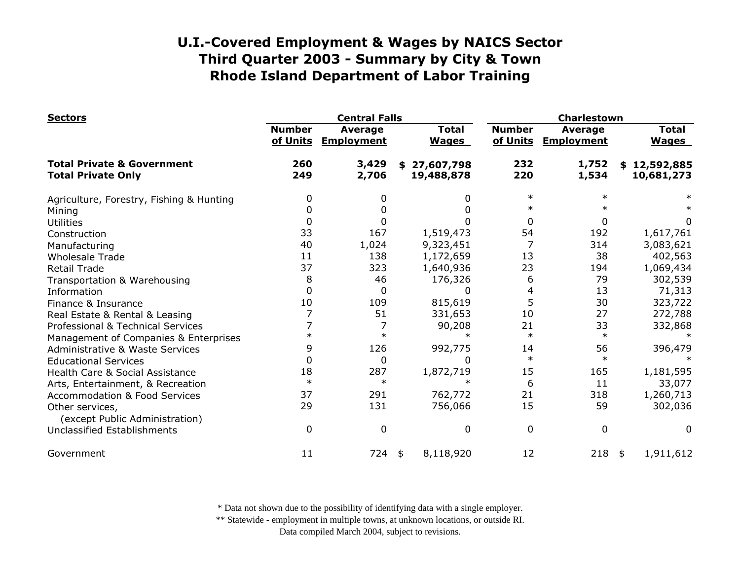# U.I.-Covered Employment & Wages by NAICS Sector
# Third Quarter 2003 - Summary by City & Town
# Rhode Island Department of Labor Training

| Sectors | Central Falls | | | Charlestown | | |
|---|---|---|---|---|---|---|
| | Number of Units | Average Employment | Total Wages | Number of Units | Average Employment | Total Wages |
| **Total Private & Government** | **260** | **3,429** | **$ 27,607,798** | **232** | **1,752** | **$ 12,592,885** |
| **Total Private Only** | **249** | **2,706** | **19,488,878** | **220** | **1,534** | **10,681,273** |
| Agriculture, Forestry, Fishing & Hunting | 0 | 0 | 0 | * | * | * |
| Mining | 0 | 0 | 0 | * | * | * |
| Utilities | 0 | 0 | 0 | 0 | 0 | 0 |
| Construction | 33 | 167 | 1,519,473 | 54 | 192 | 1,617,761 |
| Manufacturing | 40 | 1,024 | 9,323,451 | 7 | 314 | 3,083,621 |
| Wholesale Trade | 11 | 138 | 1,172,659 | 13 | 38 | 402,563 |
| Retail Trade | 37 | 323 | 1,640,936 | 23 | 194 | 1,069,434 |
| Transportation & Warehousing | 8 | 46 | 176,326 | 6 | 79 | 302,539 |
| Information | 0 | 0 | 0 | 4 | 13 | 71,313 |
| Finance & Insurance | 10 | 109 | 815,619 | 5 | 30 | 323,722 |
| Real Estate & Rental & Leasing | 7 | 51 | 331,653 | 10 | 27 | 272,788 |
| Professional & Technical Services | 7 | 7 | 90,208 | 21 | 33 | 332,868 |
| Management of Companies & Enterprises | * | * | * | * | * | * |
| Administrative & Waste Services | 9 | 126 | 992,775 | 14 | 56 | 396,479 |
| Educational Services | 0 | 0 | 0 | * | * | * |
| Health Care & Social Assistance | 18 | 287 | 1,872,719 | 15 | 165 | 1,181,595 |
| Arts, Entertainment, & Recreation | * | * | * | 6 | 11 | 33,077 |
| Accommodation & Food Services | 37 | 291 | 762,772 | 21 | 318 | 1,260,713 |
| Other services, (except Public Administration) | 29 | 131 | 756,066 | 15 | 59 | 302,036 |
| Unclassified Establishments | 0 | 0 | 0 | 0 | 0 | 0 |
| Government | 11 | 724 | $ 8,118,920 | 12 | 218 | $ 1,911,612 |

\* Data not shown due to the possibility of identifying data with a single employer.
** Statewide - employment in multiple towns, at unknown locations, or outside RI.
Data compiled March 2004, subject to revisions.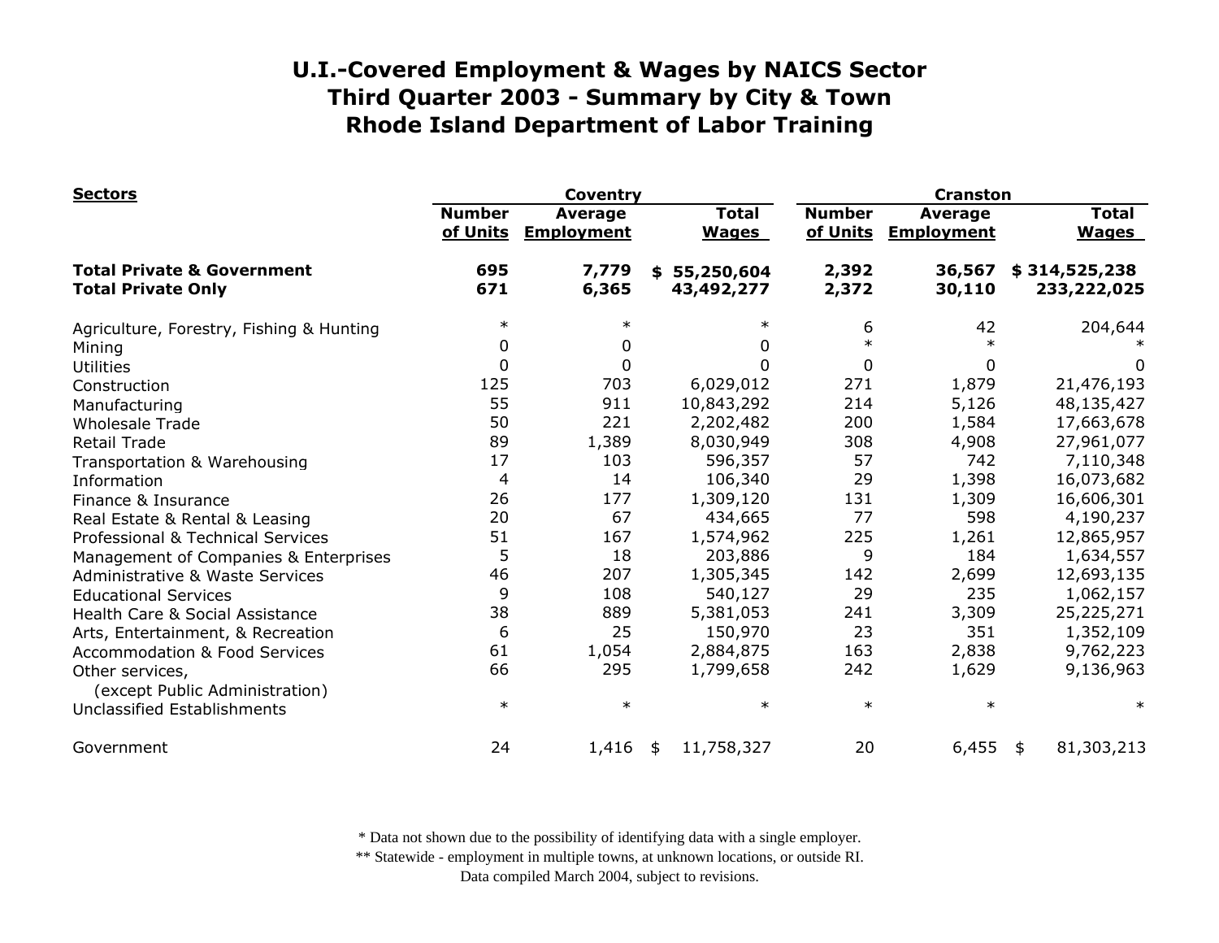# U.I.-Covered Employment & Wages by NAICS Sector
# Third Quarter 2003 - Summary by City & Town
# Rhode Island Department of Labor Training

| Sectors | Coventry | | | Cranston | | |
|---|---|---|---|---|---|---|
| | Number of Units | Average Employment | Total Wages | Number of Units | Average Employment | Total Wages |
| **Total Private & Government** | **695** | **7,779** | **$ 55,250,604** | **2,392** | **36,567** | **$ 314,525,238** |
| **Total Private Only** | **671** | **6,365** | **43,492,277** | **2,372** | **30,110** | **233,222,025** |
| Agriculture, Forestry, Fishing & Hunting | * | * | * | 6 | 42 | 204,644 |
| Mining | 0 | 0 | 0 | * | * | * |
| Utilities | 0 | 0 | 0 | 0 | 0 | 0 |
| Construction | 125 | 703 | 6,029,012 | 271 | 1,879 | 21,476,193 |
| Manufacturing | 55 | 911 | 10,843,292 | 214 | 5,126 | 48,135,427 |
| Wholesale Trade | 50 | 221 | 2,202,482 | 200 | 1,584 | 17,663,678 |
| Retail Trade | 89 | 1,389 | 8,030,949 | 308 | 4,908 | 27,961,077 |
| Transportation & Warehousing | 17 | 103 | 596,357 | 57 | 742 | 7,110,348 |
| Information | 4 | 14 | 106,340 | 29 | 1,398 | 16,073,682 |
| Finance & Insurance | 26 | 177 | 1,309,120 | 131 | 1,309 | 16,606,301 |
| Real Estate & Rental & Leasing | 20 | 67 | 434,665 | 77 | 598 | 4,190,237 |
| Professional & Technical Services | 51 | 167 | 1,574,962 | 225 | 1,261 | 12,865,957 |
| Management of Companies & Enterprises | 5 | 18 | 203,886 | 9 | 184 | 1,634,557 |
| Administrative & Waste Services | 46 | 207 | 1,305,345 | 142 | 2,699 | 12,693,135 |
| Educational Services | 9 | 108 | 540,127 | 29 | 235 | 1,062,157 |
| Health Care & Social Assistance | 38 | 889 | 5,381,053 | 241 | 3,309 | 25,225,271 |
| Arts, Entertainment, & Recreation | 6 | 25 | 150,970 | 23 | 351 | 1,352,109 |
| Accommodation & Food Services | 61 | 1,054 | 2,884,875 | 163 | 2,838 | 9,762,223 |
| Other services, (except Public Administration) | 66 | 295 | 1,799,658 | 242 | 1,629 | 9,136,963 |
| Unclassified Establishments | * | * | * | * | * | * |
| Government | 24 | 1,416 | $ 11,758,327 | 20 | 6,455 | $ 81,303,213 |

\* Data not shown due to the possibility of identifying data with a single employer.
** Statewide - employment in multiple towns, at unknown locations, or outside RI.
Data compiled March 2004, subject to revisions.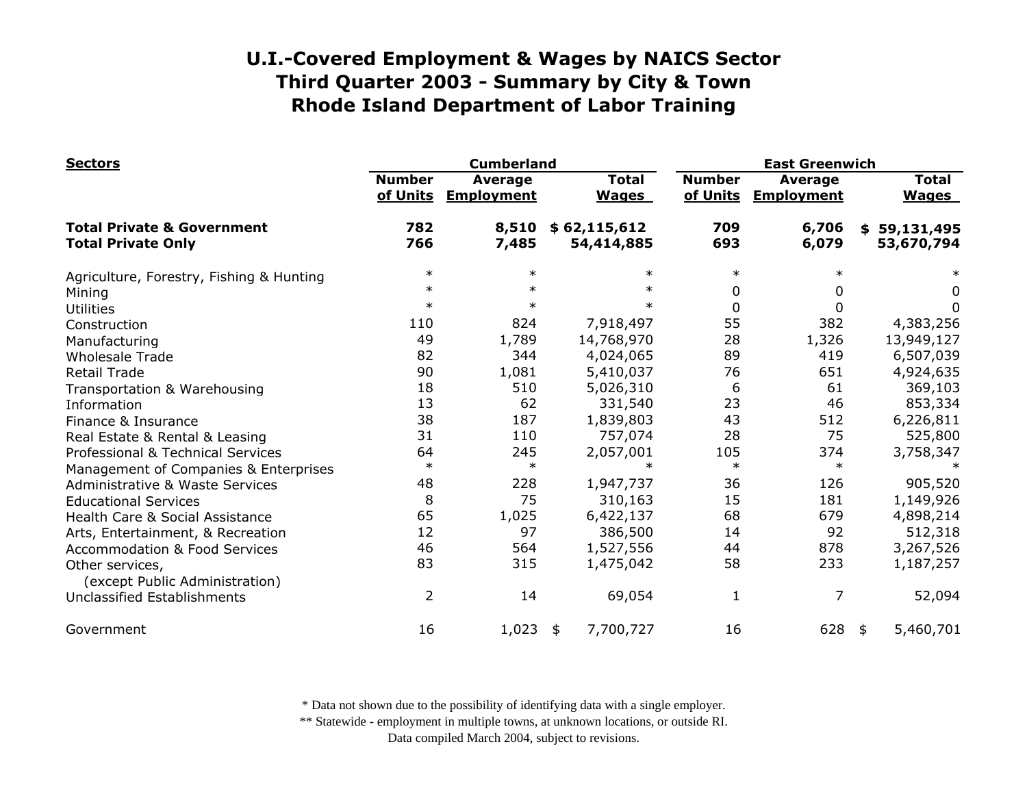# U.I.-Covered Employment & Wages by NAICS Sector
# Third Quarter 2003 - Summary by City & Town
# Rhode Island Department of Labor Training

| Sectors | Cumberland | | | East Greenwich | | |
|---|---|---|---|---|---|---|
| | Number of Units | Average Employment | Total Wages | Number of Units | Average Employment | Total Wages |
| **Total Private & Government** | **782** | **8,510** | **$ 62,115,612** | **709** | **6,706** | **$ 59,131,495** |
| **Total Private Only** | **766** | **7,485** | **54,414,885** | **693** | **6,079** | **53,670,794** |
| Agriculture, Forestry, Fishing & Hunting | * | * | * | * | * | * |
| Mining | * | * | * | 0 | 0 | 0 |
| Utilities | * | * | * | 0 | 0 | 0 |
| Construction | 110 | 824 | 7,918,497 | 55 | 382 | 4,383,256 |
| Manufacturing | 49 | 1,789 | 14,768,970 | 28 | 1,326 | 13,949,127 |
| Wholesale Trade | 82 | 344 | 4,024,065 | 89 | 419 | 6,507,039 |
| Retail Trade | 90 | 1,081 | 5,410,037 | 76 | 651 | 4,924,635 |
| Transportation & Warehousing | 18 | 510 | 5,026,310 | 6 | 61 | 369,103 |
| Information | 13 | 62 | 331,540 | 23 | 46 | 853,334 |
| Finance & Insurance | 38 | 187 | 1,839,803 | 43 | 512 | 6,226,811 |
| Real Estate & Rental & Leasing | 31 | 110 | 757,074 | 28 | 75 | 525,800 |
| Professional & Technical Services | 64 | 245 | 2,057,001 | 105 | 374 | 3,758,347 |
| Management of Companies & Enterprises | * | * | * | * | * | * |
| Administrative & Waste Services | 48 | 228 | 1,947,737 | 36 | 126 | 905,520 |
| Educational Services | 8 | 75 | 310,163 | 15 | 181 | 1,149,926 |
| Health Care & Social Assistance | 65 | 1,025 | 6,422,137 | 68 | 679 | 4,898,214 |
| Arts, Entertainment, & Recreation | 12 | 97 | 386,500 | 14 | 92 | 512,318 |
| Accommodation & Food Services | 46 | 564 | 1,527,556 | 44 | 878 | 3,267,526 |
| Other services, (except Public Administration) | 83 | 315 | 1,475,042 | 58 | 233 | 1,187,257 |
| Unclassified Establishments | 2 | 14 | 69,054 | 1 | 7 | 52,094 |
| Government | 16 | 1,023 | $ 7,700,727 | 16 | 628 | $ 5,460,701 |

\* Data not shown due to the possibility of identifying data with a single employer.
** Statewide - employment in multiple towns, at unknown locations, or outside RI.
Data compiled March 2004, subject to revisions.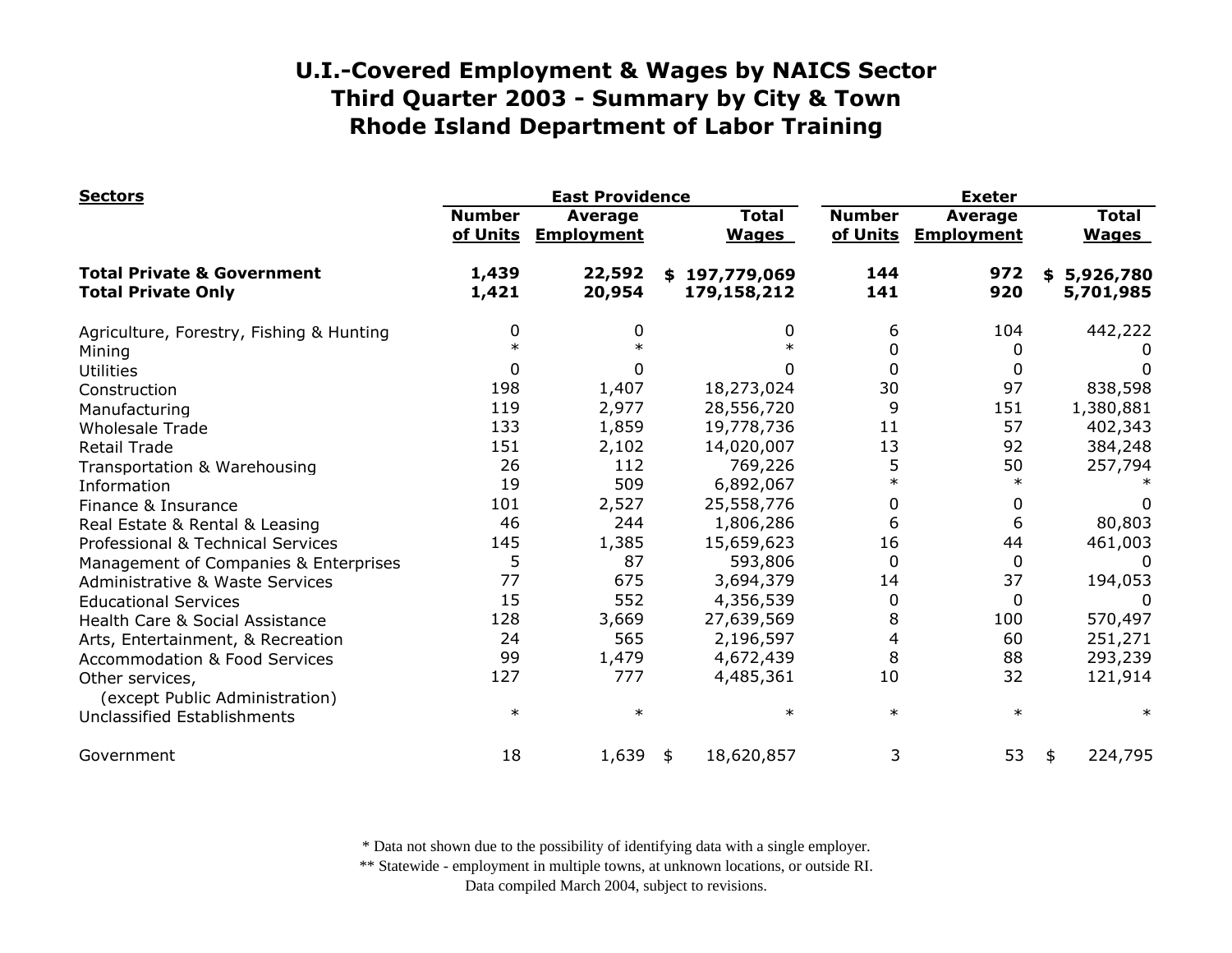# U.I.-Covered Employment & Wages by NAICS Sector
# Third Quarter 2003 - Summary by City & Town
# Rhode Island Department of Labor Training

| Sectors | East Providence | | | Exeter | | |
|---|---|---|---|---|---|---|
| | Number of Units | Average Employment | Total Wages | Number of Units | Average Employment | Total Wages |
| **Total Private & Government** | **1,439** | **22,592** | **$ 197,779,069** | **144** | **972** | **$ 5,926,780** |
| **Total Private Only** | **1,421** | **20,954** | **179,158,212** | **141** | **920** | **5,701,985** |
| Agriculture, Forestry, Fishing & Hunting | 0 | 0 | 0 | 6 | 104 | 442,222 |
| Mining | * | * | * | 0 | 0 | 0 |
| Utilities | 0 | 0 | 0 | 0 | 0 | 0 |
| Construction | 198 | 1,407 | 18,273,024 | 30 | 97 | 838,598 |
| Manufacturing | 119 | 2,977 | 28,556,720 | 9 | 151 | 1,380,881 |
| Wholesale Trade | 133 | 1,859 | 19,778,736 | 11 | 57 | 402,343 |
| Retail Trade | 151 | 2,102 | 14,020,007 | 13 | 92 | 384,248 |
| Transportation & Warehousing | 26 | 112 | 769,226 | 5 | 50 | 257,794 |
| Information | 19 | 509 | 6,892,067 | * | * | * |
| Finance & Insurance | 101 | 2,527 | 25,558,776 | 0 | 0 | 0 |
| Real Estate & Rental & Leasing | 46 | 244 | 1,806,286 | 6 | 6 | 80,803 |
| Professional & Technical Services | 145 | 1,385 | 15,659,623 | 16 | 44 | 461,003 |
| Management of Companies & Enterprises | 5 | 87 | 593,806 | 0 | 0 | 0 |
| Administrative & Waste Services | 77 | 675 | 3,694,379 | 14 | 37 | 194,053 |
| Educational Services | 15 | 552 | 4,356,539 | 0 | 0 | 0 |
| Health Care & Social Assistance | 128 | 3,669 | 27,639,569 | 8 | 100 | 570,497 |
| Arts, Entertainment, & Recreation | 24 | 565 | 2,196,597 | 4 | 60 | 251,271 |
| Accommodation & Food Services | 99 | 1,479 | 4,672,439 | 8 | 88 | 293,239 |
| Other services, (except Public Administration) | 127 | 777 | 4,485,361 | 10 | 32 | 121,914 |
| Unclassified Establishments | * | * | * | * | * | * |
| Government | 18 | 1,639 | $ 18,620,857 | 3 | 53 | $ 224,795 |

* Data not shown due to the possibility of identifying data with a single employer.
** Statewide - employment in multiple towns, at unknown locations, or outside RI.
Data compiled March 2004, subject to revisions.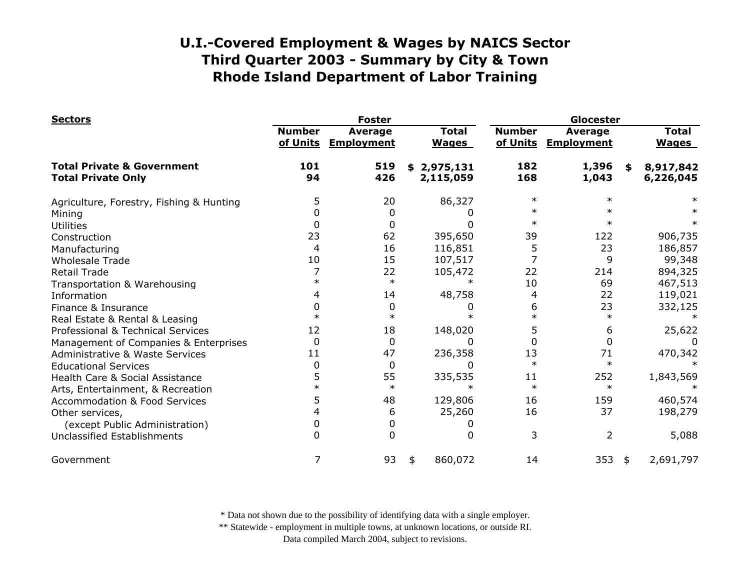# U.I.-Covered Employment & Wages by NAICS Sector
## Third Quarter 2003 - Summary by City & Town
## Rhode Island Department of Labor Training

| Sectors | Foster | | | Glocester | | |
|---|---|---|---|---|---|---|
| | Number of Units | Average Employment | Total Wages | Number of Units | Average Employment | Total Wages |
| **Total Private & Government** | **101** | **519** | **$ 2,975,131** | **182** | **1,396** | **$ 8,917,842** |
| **Total Private Only** | **94** | **426** | **2,115,059** | **168** | **1,043** | **6,226,045** |
| Agriculture, Forestry, Fishing & Hunting | 5 | 20 | 86,327 | * | * | * |
| Mining | 0 | 0 | 0 | * | * | * |
| Utilities | 0 | 0 | 0 | * | * | * |
| Construction | 23 | 62 | 395,650 | 39 | 122 | 906,735 |
| Manufacturing | 4 | 16 | 116,851 | 5 | 23 | 186,857 |
| Wholesale Trade | 10 | 15 | 107,517 | 7 | 9 | 99,348 |
| Retail Trade | 7 | 22 | 105,472 | 22 | 214 | 894,325 |
| Transportation & Warehousing | * | * | * | 10 | 69 | 467,513 |
| Information | 4 | 14 | 48,758 | 4 | 22 | 119,021 |
| Finance & Insurance | 0 | 0 | 0 | 6 | 23 | 332,125 |
| Real Estate & Rental & Leasing | * | * | * | * | * | * |
| Professional & Technical Services | 12 | 18 | 148,020 | 5 | 6 | 25,622 |
| Management of Companies & Enterprises | 0 | 0 | 0 | 0 | 0 | 0 |
| Administrative & Waste Services | 11 | 47 | 236,358 | 13 | 71 | 470,342 |
| Educational Services | 0 | 0 | 0 | * | * | * |
| Health Care & Social Assistance | 5 | 55 | 335,535 | 11 | 252 | 1,843,569 |
| Arts, Entertainment, & Recreation | * | * | * | * | * | * |
| Accommodation & Food Services | 5 | 48 | 129,806 | 16 | 159 | 460,574 |
| Other services, | 4 | 6 | 25,260 | 16 | 37 | 198,279 |
| (except Public Administration) | 0 | 0 | 0 | | | |
| Unclassified Establishments | 0 | 0 | 0 | 3 | 2 | 5,088 |
| Government | 7 | 93 | $ 860,072 | 14 | 353 | $ 2,691,797 |

\* Data not shown due to the possibility of identifying data with a single employer.

** Statewide - employment in multiple towns, at unknown locations, or outside RI.

Data compiled March 2004, subject to revisions.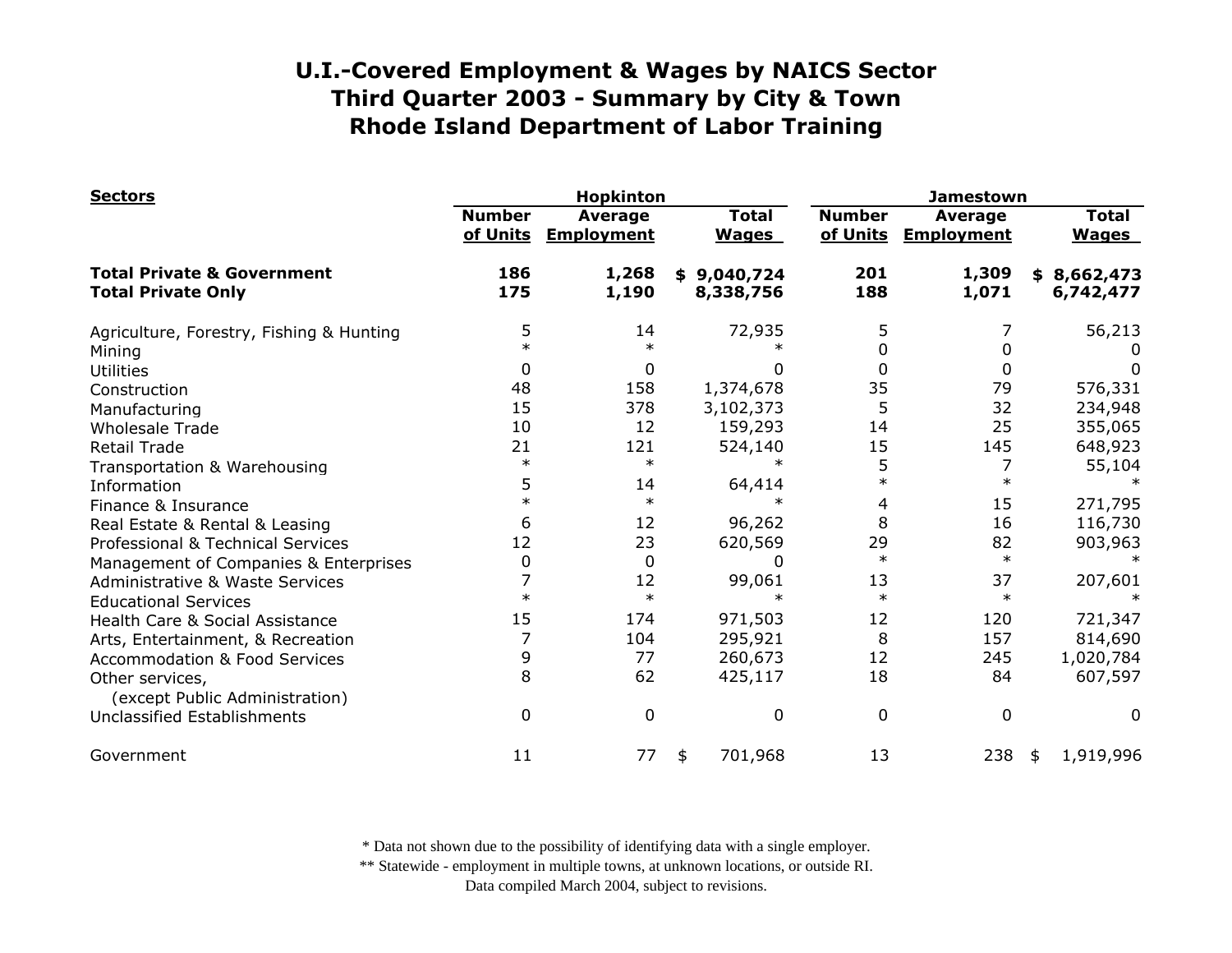# U.I.-Covered Employment & Wages by NAICS Sector
# Third Quarter 2003 - Summary by City & Town
# Rhode Island Department of Labor Training

| Sectors | Hopkinton | | | Jamestown | | |
|---|---|---|---|---|---|---|
| | Number of Units | Average Employment | Total Wages | Number of Units | Average Employment | Total Wages |
| **Total Private & Government** | **186** | **1,268** | **$ 9,040,724** | **201** | **1,309** | **$ 8,662,473** |
| **Total Private Only** | **175** | **1,190** | **8,338,756** | **188** | **1,071** | **6,742,477** |
| Agriculture, Forestry, Fishing & Hunting | 5 | 14 | 72,935 | 5 | 7 | 56,213 |
| Mining | * | * | * | 0 | 0 | 0 |
| Utilities | 0 | 0 | 0 | 0 | 0 | 0 |
| Construction | 48 | 158 | 1,374,678 | 35 | 79 | 576,331 |
| Manufacturing | 15 | 378 | 3,102,373 | 5 | 32 | 234,948 |
| Wholesale Trade | 10 | 12 | 159,293 | 14 | 25 | 355,065 |
| Retail Trade | 21 | 121 | 524,140 | 15 | 145 | 648,923 |
| Transportation & Warehousing | * | * | * | 5 | 7 | 55,104 |
| Information | 5 | 14 | 64,414 | * | * | * |
| Finance & Insurance | * | * | * | 4 | 15 | 271,795 |
| Real Estate & Rental & Leasing | 6 | 12 | 96,262 | 8 | 16 | 116,730 |
| Professional & Technical Services | 12 | 23 | 620,569 | 29 | 82 | 903,963 |
| Management of Companies & Enterprises | 0 | 0 | 0 | * | * | * |
| Administrative & Waste Services | 7 | 12 | 99,061 | 13 | 37 | 207,601 |
| Educational Services | * | * | * | * | * | * |
| Health Care & Social Assistance | 15 | 174 | 971,503 | 12 | 120 | 721,347 |
| Arts, Entertainment, & Recreation | 7 | 104 | 295,921 | 8 | 157 | 814,690 |
| Accommodation & Food Services | 9 | 77 | 260,673 | 12 | 245 | 1,020,784 |
| Other services, (except Public Administration) | 8 | 62 | 425,117 | 18 | 84 | 607,597 |
| Unclassified Establishments | 0 | 0 | 0 | 0 | 0 | 0 |
| Government | 11 | 77 | $ 701,968 | 13 | 238 | $ 1,919,996 |

\* Data not shown due to the possibility of identifying data with a single employer.
\*\* Statewide - employment in multiple towns, at unknown locations, or outside RI.
Data compiled March 2004, subject to revisions.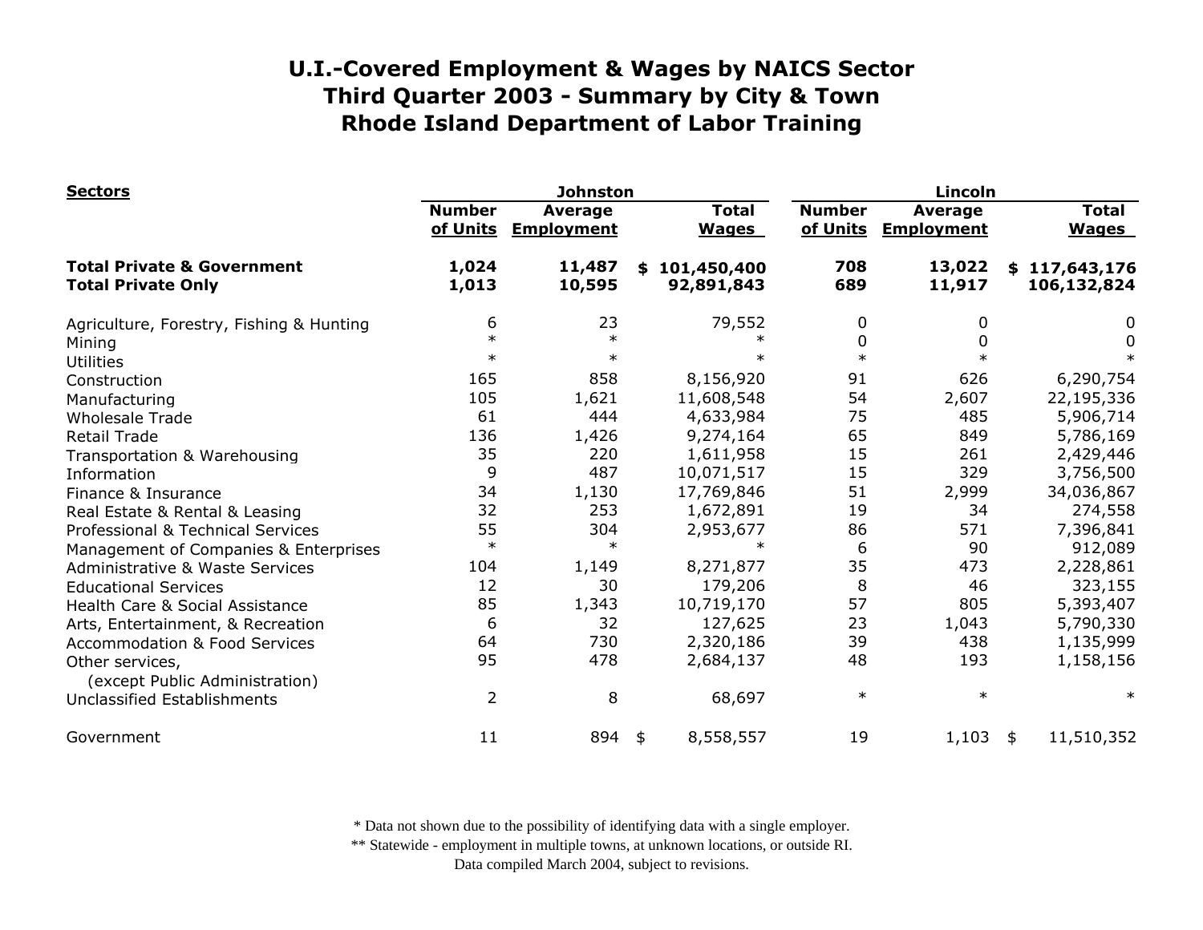# U.I.-Covered Employment & Wages by NAICS Sector
# Third Quarter 2003 - Summary by City & Town
# Rhode Island Department of Labor Training

| Sectors | Johnston | | | Lincoln | | |
|---|---|---|---|---|---|---|
| | Number of Units | Average Employment | Total Wages | Number of Units | Average Employment | Total Wages |
| **Total Private & Government** | **1,024** | **11,487** | **$ 101,450,400** | **708** | **13,022** | **$ 117,643,176** |
| **Total Private Only** | **1,013** | **10,595** | **92,891,843** | **689** | **11,917** | **106,132,824** |
| Agriculture, Forestry, Fishing & Hunting | 6 | 23 | 79,552 | 0 | 0 | 0 |
| Mining | * | * | * | 0 | 0 | 0 |
| Utilities | * | * | * | * | * | * |
| Construction | 165 | 858 | 8,156,920 | 91 | 626 | 6,290,754 |
| Manufacturing | 105 | 1,621 | 11,608,548 | 54 | 2,607 | 22,195,336 |
| Wholesale Trade | 61 | 444 | 4,633,984 | 75 | 485 | 5,906,714 |
| Retail Trade | 136 | 1,426 | 9,274,164 | 65 | 849 | 5,786,169 |
| Transportation & Warehousing | 35 | 220 | 1,611,958 | 15 | 261 | 2,429,446 |
| Information | 9 | 487 | 10,071,517 | 15 | 329 | 3,756,500 |
| Finance & Insurance | 34 | 1,130 | 17,769,846 | 51 | 2,999 | 34,036,867 |
| Real Estate & Rental & Leasing | 32 | 253 | 1,672,891 | 19 | 34 | 274,558 |
| Professional & Technical Services | 55 | 304 | 2,953,677 | 86 | 571 | 7,396,841 |
| Management of Companies & Enterprises | * | * | * | 6 | 90 | 912,089 |
| Administrative & Waste Services | 104 | 1,149 | 8,271,877 | 35 | 473 | 2,228,861 |
| Educational Services | 12 | 30 | 179,206 | 8 | 46 | 323,155 |
| Health Care & Social Assistance | 85 | 1,343 | 10,719,170 | 57 | 805 | 5,393,407 |
| Arts, Entertainment, & Recreation | 6 | 32 | 127,625 | 23 | 1,043 | 5,790,330 |
| Accommodation & Food Services | 64 | 730 | 2,320,186 | 39 | 438 | 1,135,999 |
| Other services, (except Public Administration) | 95 | 478 | 2,684,137 | 48 | 193 | 1,158,156 |
| Unclassified Establishments | 2 | 8 | 68,697 | * | * | * |
| Government | 11 | 894 | $ 8,558,557 | 19 | 1,103 | $ 11,510,352 |

\* Data not shown due to the possibility of identifying data with a single employer.

\*\* Statewide - employment in multiple towns, at unknown locations, or outside RI.

Data compiled March 2004, subject to revisions.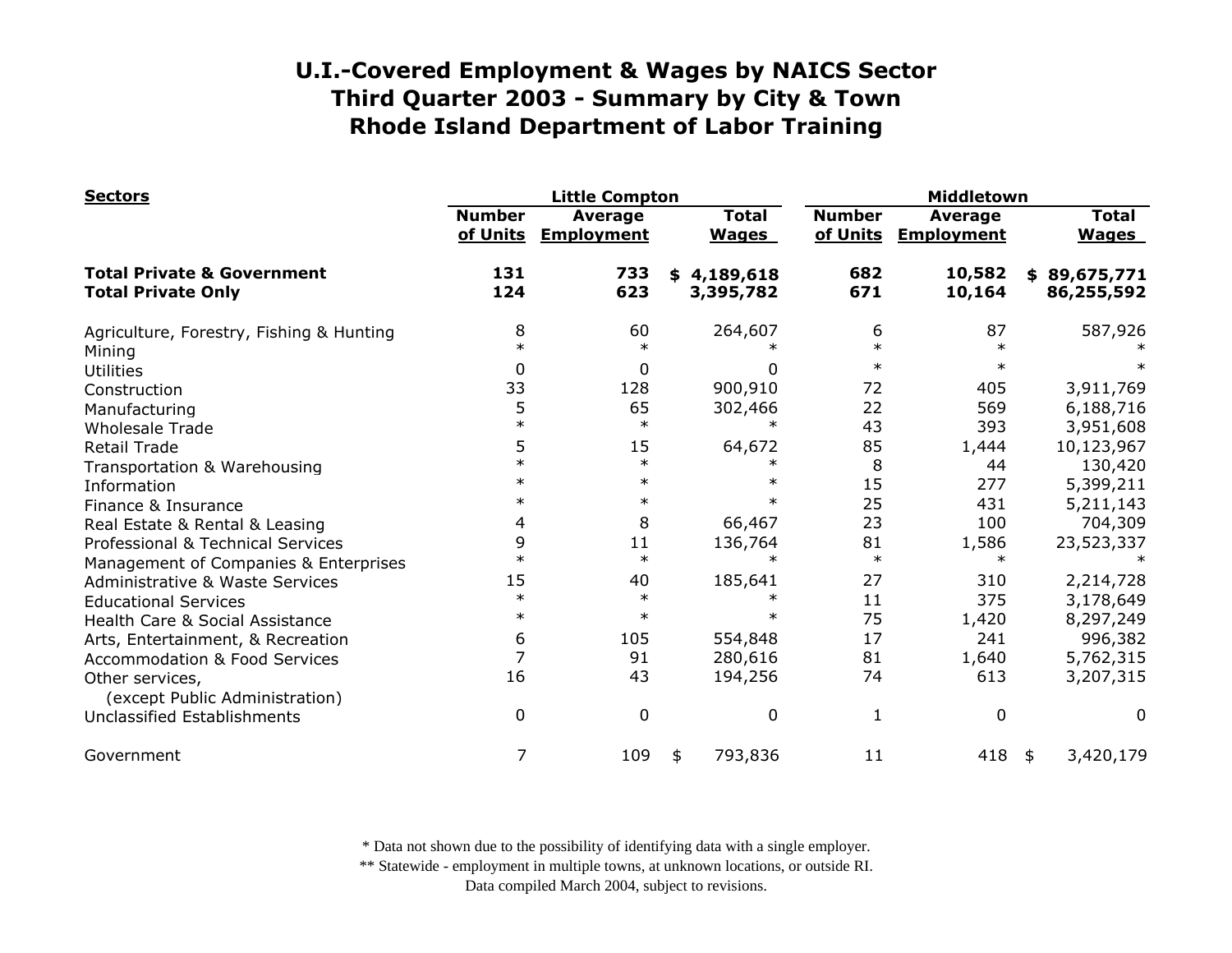# U.I.-Covered Employment & Wages by NAICS Sector
# Third Quarter 2003 - Summary by City & Town
# Rhode Island Department of Labor Training

| Sectors | Little Compton | | | Middletown | | |
|---|---|---|---|---|---|---|
| | Number of Units | Average Employment | Total Wages | Number of Units | Average Employment | Total Wages |
| **Total Private & Government** | **131** | **733** | **$ 4,189,618** | **682** | **10,582** | **$ 89,675,771** |
| **Total Private Only** | **124** | **623** | **3,395,782** | **671** | **10,164** | **86,255,592** |
| Agriculture, Forestry, Fishing & Hunting | 8 | 60 | 264,607 | 6 | 87 | 587,926 |
| Mining | * | * | * | * | * | * |
| Utilities | 0 | 0 | 0 | * | * | * |
| Construction | 33 | 128 | 900,910 | 72 | 405 | 3,911,769 |
| Manufacturing | 5 | 65 | 302,466 | 22 | 569 | 6,188,716 |
| Wholesale Trade | * | * | * | 43 | 393 | 3,951,608 |
| Retail Trade | 5 | 15 | 64,672 | 85 | 1,444 | 10,123,967 |
| Transportation & Warehousing | * | * | * | 8 | 44 | 130,420 |
| Information | * | * | * | 15 | 277 | 5,399,211 |
| Finance & Insurance | * | * | * | 25 | 431 | 5,211,143 |
| Real Estate & Rental & Leasing | 4 | 8 | 66,467 | 23 | 100 | 704,309 |
| Professional & Technical Services | 9 | 11 | 136,764 | 81 | 1,586 | 23,523,337 |
| Management of Companies & Enterprises | * | * | * | * | * | * |
| Administrative & Waste Services | 15 | 40 | 185,641 | 27 | 310 | 2,214,728 |
| Educational Services | * | * | * | 11 | 375 | 3,178,649 |
| Health Care & Social Assistance | * | * | * | 75 | 1,420 | 8,297,249 |
| Arts, Entertainment, & Recreation | 6 | 105 | 554,848 | 17 | 241 | 996,382 |
| Accommodation & Food Services | 7 | 91 | 280,616 | 81 | 1,640 | 5,762,315 |
| Other services, (except Public Administration) | 16 | 43 | 194,256 | 74 | 613 | 3,207,315 |
| Unclassified Establishments | 0 | 0 | 0 | 1 | 0 | 0 |
| Government | 7 | 109 | $ 793,836 | 11 | 418 | $ 3,420,179 |

\* Data not shown due to the possibility of identifying data with a single employer.
** Statewide - employment in multiple towns, at unknown locations, or outside RI.
Data compiled March 2004, subject to revisions.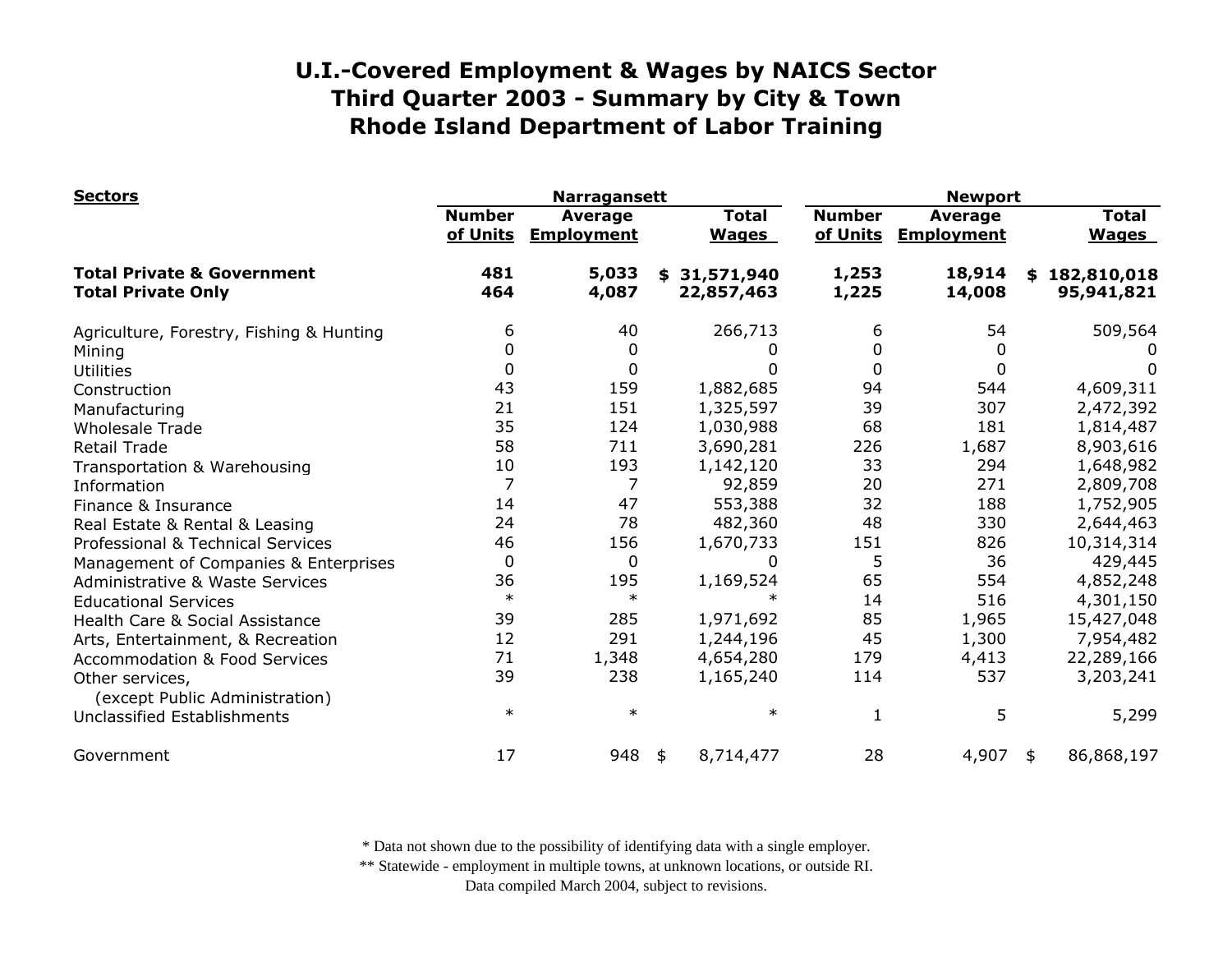# U.I.-Covered Employment & Wages by NAICS Sector
# Third Quarter 2003 - Summary by City & Town
# Rhode Island Department of Labor Training

| Sectors | Narragansett | | | Newport | | |
|---|---|---|---|---|---|---|
| | Number of Units | Average Employment | Total Wages | Number of Units | Average Employment | Total Wages |
| **Total Private & Government** | **481** | **5,033** | **$ 31,571,940** | **1,253** | **18,914** | **$ 182,810,018** |
| **Total Private Only** | **464** | **4,087** | **22,857,463** | **1,225** | **14,008** | **95,941,821** |
| Agriculture, Forestry, Fishing & Hunting | 6 | 40 | 266,713 | 6 | 54 | 509,564 |
| Mining | 0 | 0 | 0 | 0 | 0 | 0 |
| Utilities | 0 | 0 | 0 | 0 | 0 | 0 |
| Construction | 43 | 159 | 1,882,685 | 94 | 544 | 4,609,311 |
| Manufacturing | 21 | 151 | 1,325,597 | 39 | 307 | 2,472,392 |
| Wholesale Trade | 35 | 124 | 1,030,988 | 68 | 181 | 1,814,487 |
| Retail Trade | 58 | 711 | 3,690,281 | 226 | 1,687 | 8,903,616 |
| Transportation & Warehousing | 10 | 193 | 1,142,120 | 33 | 294 | 1,648,982 |
| Information | 7 | 7 | 92,859 | 20 | 271 | 2,809,708 |
| Finance & Insurance | 14 | 47 | 553,388 | 32 | 188 | 1,752,905 |
| Real Estate & Rental & Leasing | 24 | 78 | 482,360 | 48 | 330 | 2,644,463 |
| Professional & Technical Services | 46 | 156 | 1,670,733 | 151 | 826 | 10,314,314 |
| Management of Companies & Enterprises | 0 | 0 | 0 | 5 | 36 | 429,445 |
| Administrative & Waste Services | 36 | 195 | 1,169,524 | 65 | 554 | 4,852,248 |
| Educational Services | * | * | * | 14 | 516 | 4,301,150 |
| Health Care & Social Assistance | 39 | 285 | 1,971,692 | 85 | 1,965 | 15,427,048 |
| Arts, Entertainment, & Recreation | 12 | 291 | 1,244,196 | 45 | 1,300 | 7,954,482 |
| Accommodation & Food Services | 71 | 1,348 | 4,654,280 | 179 | 4,413 | 22,289,166 |
| Other services, (except Public Administration) | 39 | 238 | 1,165,240 | 114 | 537 | 3,203,241 |
| Unclassified Establishments | * | * | * | 1 | 5 | 5,299 |
| Government | 17 | 948 | $ 8,714,477 | 28 | 4,907 | $ 86,868,197 |

\* Data not shown due to the possibility of identifying data with a single employer.
\** Statewide - employment in multiple towns, at unknown locations, or outside RI.
Data compiled March 2004, subject to revisions.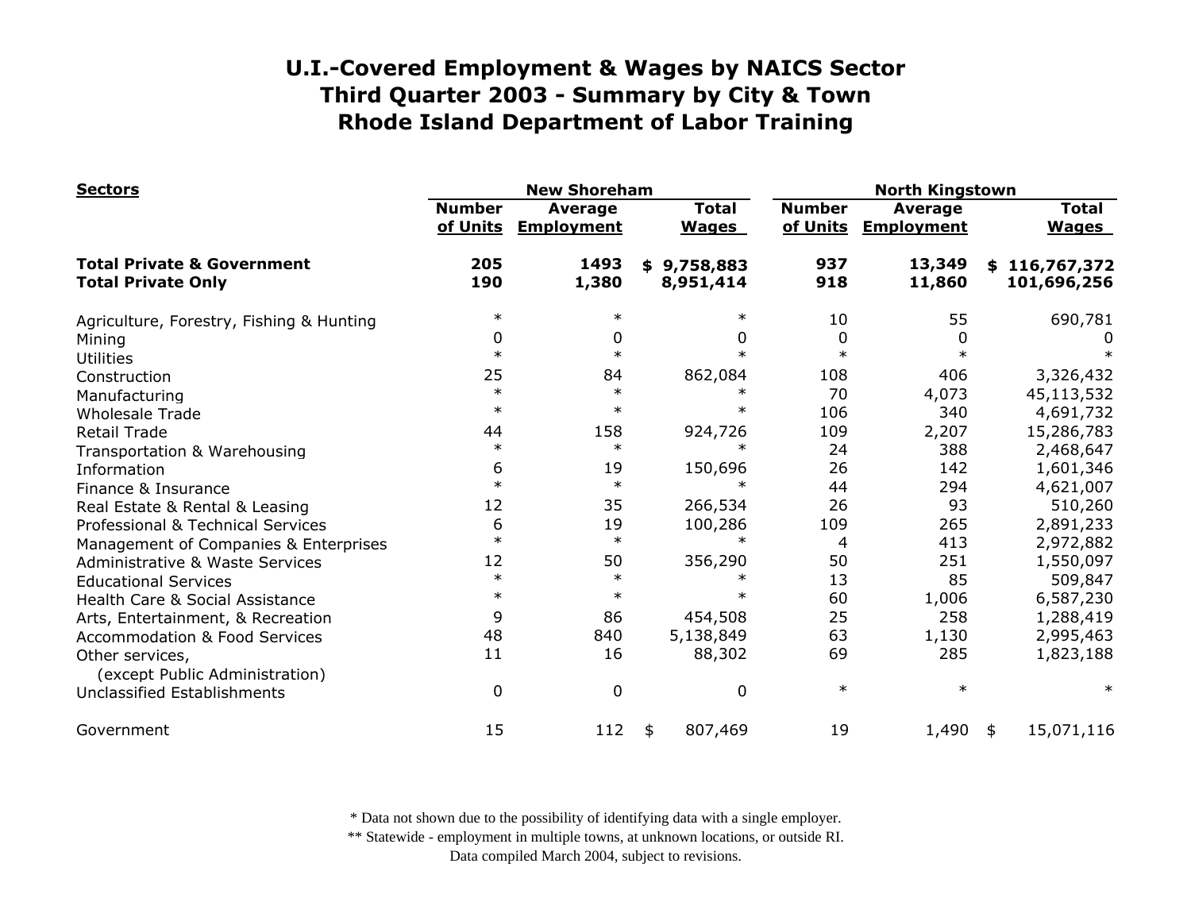# U.I.-Covered Employment & Wages by NAICS Sector
# Third Quarter 2003 - Summary by City & Town
# Rhode Island Department of Labor Training

| Sectors | New Shoreham | | | North Kingstown | | |
|---|---|---|---|---|---|---|
| | Number of Units | Average Employment | Total Wages | Number of Units | Average Employment | Total Wages |
| **Total Private & Government** | **205** | **1493** | **$ 9,758,883** | **937** | **13,349** | **$ 116,767,372** |
| **Total Private Only** | **190** | **1,380** | **8,951,414** | **918** | **11,860** | **101,696,256** |
| Agriculture, Forestry, Fishing & Hunting | * | * | * | 10 | 55 | 690,781 |
| Mining | 0 | 0 | 0 | 0 | 0 | 0 |
| Utilities | * | * | * | * | * | * |
| Construction | 25 | 84 | 862,084 | 108 | 406 | 3,326,432 |
| Manufacturing | * | * | * | 70 | 4,073 | 45,113,532 |
| Wholesale Trade | * | * | * | 106 | 340 | 4,691,732 |
| Retail Trade | 44 | 158 | 924,726 | 109 | 2,207 | 15,286,783 |
| Transportation & Warehousing | * | * | * | 24 | 388 | 2,468,647 |
| Information | 6 | 19 | 150,696 | 26 | 142 | 1,601,346 |
| Finance & Insurance | * | * | * | 44 | 294 | 4,621,007 |
| Real Estate & Rental & Leasing | 12 | 35 | 266,534 | 26 | 93 | 510,260 |
| Professional & Technical Services | 6 | 19 | 100,286 | 109 | 265 | 2,891,233 |
| Management of Companies & Enterprises | * | * | * | 4 | 413 | 2,972,882 |
| Administrative & Waste Services | 12 | 50 | 356,290 | 50 | 251 | 1,550,097 |
| Educational Services | * | * | * | 13 | 85 | 509,847 |
| Health Care & Social Assistance | * | * | * | 60 | 1,006 | 6,587,230 |
| Arts, Entertainment, & Recreation | 9 | 86 | 454,508 | 25 | 258 | 1,288,419 |
| Accommodation & Food Services | 48 | 840 | 5,138,849 | 63 | 1,130 | 2,995,463 |
| Other services, (except Public Administration) | 11 | 16 | 88,302 | 69 | 285 | 1,823,188 |
| Unclassified Establishments | 0 | 0 | 0 | * | * | * |
| Government | 15 | 112 | $ 807,469 | 19 | 1,490 | $ 15,071,116 |

\* Data not shown due to the possibility of identifying data with a single employer.

\*\* Statewide - employment in multiple towns, at unknown locations, or outside RI.

Data compiled March 2004, subject to revisions.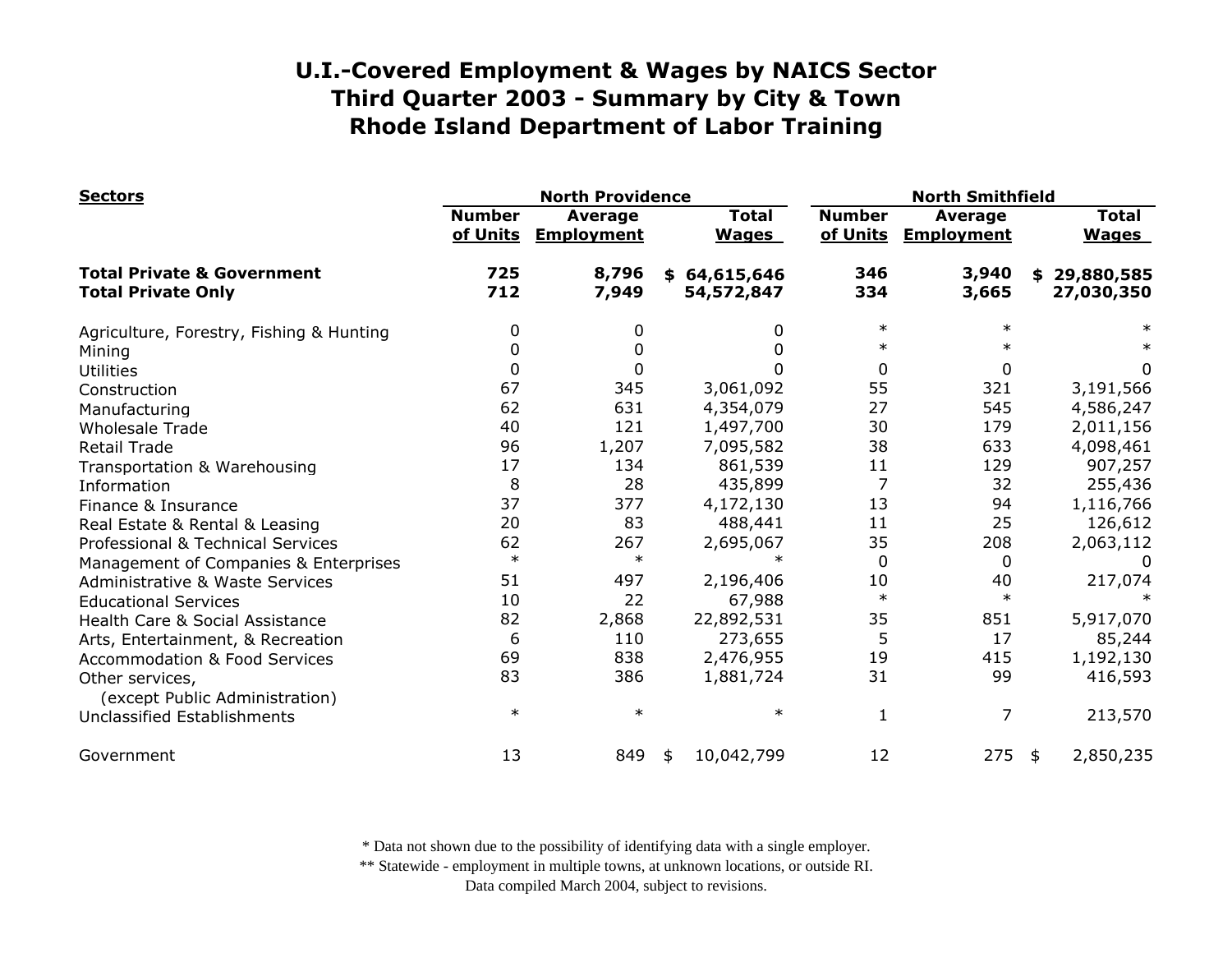# U.I.-Covered Employment & Wages by NAICS Sector
# Third Quarter 2003 - Summary by City & Town
# Rhode Island Department of Labor Training

| Sectors | North Providence | | | North Smithfield | | |
|---|---|---|---|---|---|---|
| | Number of Units | Average Employment | Total Wages | Number of Units | Average Employment | Total Wages |
| **Total Private & Government** | **725** | **8,796** | **$ 64,615,646** | **346** | **3,940** | **$ 29,880,585** |
| **Total Private Only** | **712** | **7,949** | **54,572,847** | **334** | **3,665** | **27,030,350** |
| Agriculture, Forestry, Fishing & Hunting | 0 | 0 | 0 | * | * | * |
| Mining | 0 | 0 | 0 | * | * | * |
| Utilities | 0 | 0 | 0 | 0 | 0 | 0 |
| Construction | 67 | 345 | 3,061,092 | 55 | 321 | 3,191,566 |
| Manufacturing | 62 | 631 | 4,354,079 | 27 | 545 | 4,586,247 |
| Wholesale Trade | 40 | 121 | 1,497,700 | 30 | 179 | 2,011,156 |
| Retail Trade | 96 | 1,207 | 7,095,582 | 38 | 633 | 4,098,461 |
| Transportation & Warehousing | 17 | 134 | 861,539 | 11 | 129 | 907,257 |
| Information | 8 | 28 | 435,899 | 7 | 32 | 255,436 |
| Finance & Insurance | 37 | 377 | 4,172,130 | 13 | 94 | 1,116,766 |
| Real Estate & Rental & Leasing | 20 | 83 | 488,441 | 11 | 25 | 126,612 |
| Professional & Technical Services | 62 | 267 | 2,695,067 | 35 | 208 | 2,063,112 |
| Management of Companies & Enterprises | * | * | * | 0 | 0 | 0 |
| Administrative & Waste Services | 51 | 497 | 2,196,406 | 10 | 40 | 217,074 |
| Educational Services | 10 | 22 | 67,988 | * | * | * |
| Health Care & Social Assistance | 82 | 2,868 | 22,892,531 | 35 | 851 | 5,917,070 |
| Arts, Entertainment, & Recreation | 6 | 110 | 273,655 | 5 | 17 | 85,244 |
| Accommodation & Food Services | 69 | 838 | 2,476,955 | 19 | 415 | 1,192,130 |
| Other services, (except Public Administration) | 83 | 386 | 1,881,724 | 31 | 99 | 416,593 |
| Unclassified Establishments | * | * | * | 1 | 7 | 213,570 |
| Government | 13 | 849 | $ 10,042,799 | 12 | 275 | $ 2,850,235 |

\* Data not shown due to the possibility of identifying data with a single employer.
\*\* Statewide - employment in multiple towns, at unknown locations, or outside RI.
Data compiled March 2004, subject to revisions.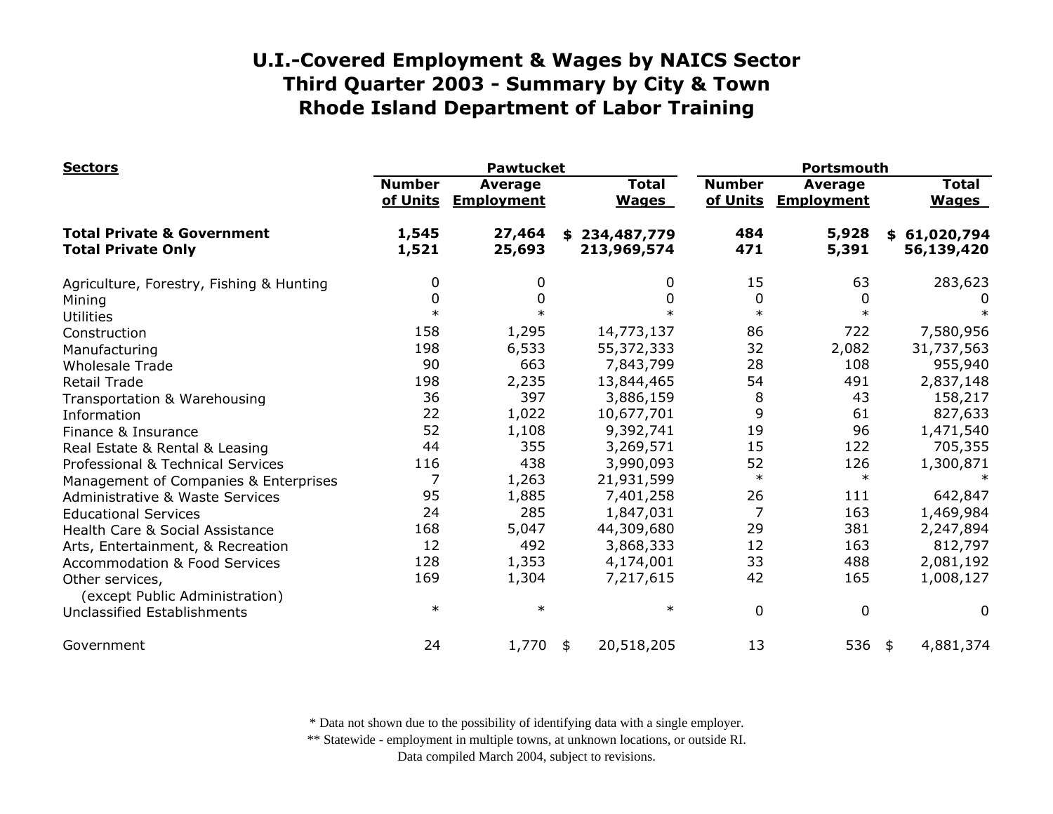# U.I.-Covered Employment & Wages by NAICS Sector
## Third Quarter 2003 - Summary by City & Town
## Rhode Island Department of Labor Training

| Sectors | Pawtucket | | | Portsmouth | | |
|---|---|---|---|---|---|---|
| | Number of Units | Average Employment | Total Wages | Number of Units | Average Employment | Total Wages |
| **Total Private & Government** | **1,545** | **27,464** | **$ 234,487,779** | **484** | **5,928** | **$ 61,020,794** |
| **Total Private Only** | **1,521** | **25,693** | **213,969,574** | **471** | **5,391** | **56,139,420** |
| Agriculture, Forestry, Fishing & Hunting | 0 | 0 | 0 | 15 | 63 | 283,623 |
| Mining | 0 | 0 | 0 | 0 | 0 | 0 |
| Utilities | * | * | * | * | * | * |
| Construction | 158 | 1,295 | 14,773,137 | 86 | 722 | 7,580,956 |
| Manufacturing | 198 | 6,533 | 55,372,333 | 32 | 2,082 | 31,737,563 |
| Wholesale Trade | 90 | 663 | 7,843,799 | 28 | 108 | 955,940 |
| Retail Trade | 198 | 2,235 | 13,844,465 | 54 | 491 | 2,837,148 |
| Transportation & Warehousing | 36 | 397 | 3,886,159 | 8 | 43 | 158,217 |
| Information | 22 | 1,022 | 10,677,701 | 9 | 61 | 827,633 |
| Finance & Insurance | 52 | 1,108 | 9,392,741 | 19 | 96 | 1,471,540 |
| Real Estate & Rental & Leasing | 44 | 355 | 3,269,571 | 15 | 122 | 705,355 |
| Professional & Technical Services | 116 | 438 | 3,990,093 | 52 | 126 | 1,300,871 |
| Management of Companies & Enterprises | 7 | 1,263 | 21,931,599 | * | * | * |
| Administrative & Waste Services | 95 | 1,885 | 7,401,258 | 26 | 111 | 642,847 |
| Educational Services | 24 | 285 | 1,847,031 | 7 | 163 | 1,469,984 |
| Health Care & Social Assistance | 168 | 5,047 | 44,309,680 | 29 | 381 | 2,247,894 |
| Arts, Entertainment, & Recreation | 12 | 492 | 3,868,333 | 12 | 163 | 812,797 |
| Accommodation & Food Services | 128 | 1,353 | 4,174,001 | 33 | 488 | 2,081,192 |
| Other services, (except Public Administration) | 169 | 1,304 | 7,217,615 | 42 | 165 | 1,008,127 |
| Unclassified Establishments | * | * | * | 0 | 0 | 0 |
| Government | 24 | 1,770 | $ 20,518,205 | 13 | 536 | $ 4,881,374 |

\* Data not shown due to the possibility of identifying data with a single employer.
** Statewide - employment in multiple towns, at unknown locations, or outside RI.
Data compiled March 2004, subject to revisions.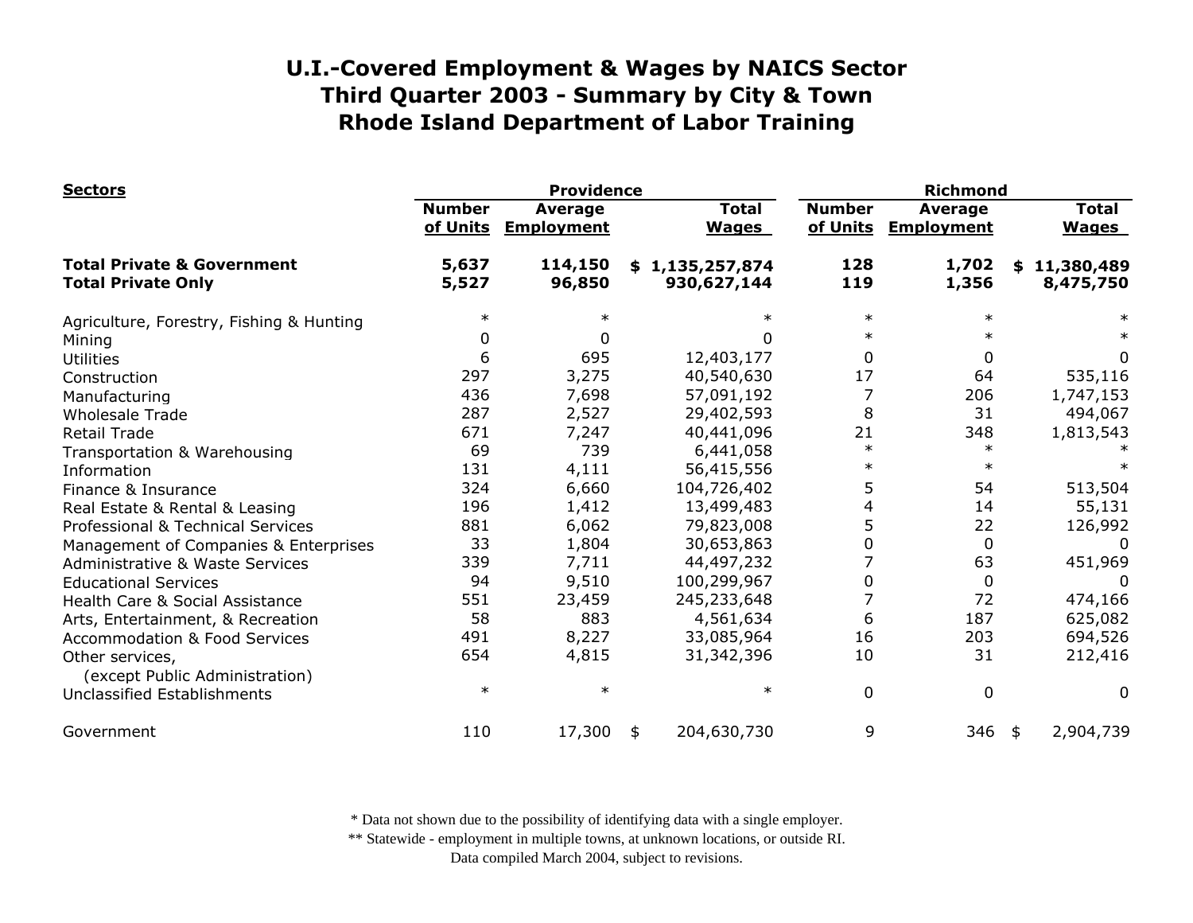# U.I.-Covered Employment & Wages by NAICS Sector
# Third Quarter 2003 - Summary by City & Town
# Rhode Island Department of Labor Training

| Sectors | Providence | | | Richmond | | |
|---|---|---|---|---|---|---|
| | Number of Units | Average Employment | Total Wages | Number of Units | Average Employment | Total Wages |
| **Total Private & Government** | **5,637** | **114,150** | **$ 1,135,257,874** | **128** | **1,702** | **$ 11,380,489** |
| **Total Private Only** | **5,527** | **96,850** | **930,627,144** | **119** | **1,356** | **8,475,750** |
| Agriculture, Forestry, Fishing & Hunting | * | * | * | * | * | * |
| Mining | 0 | 0 | 0 | * | * | * |
| Utilities | 6 | 695 | 12,403,177 | 0 | 0 | 0 |
| Construction | 297 | 3,275 | 40,540,630 | 17 | 64 | 535,116 |
| Manufacturing | 436 | 7,698 | 57,091,192 | 7 | 206 | 1,747,153 |
| Wholesale Trade | 287 | 2,527 | 29,402,593 | 8 | 31 | 494,067 |
| Retail Trade | 671 | 7,247 | 40,441,096 | 21 | 348 | 1,813,543 |
| Transportation & Warehousing | 69 | 739 | 6,441,058 | * | * | * |
| Information | 131 | 4,111 | 56,415,556 | * | * | * |
| Finance & Insurance | 324 | 6,660 | 104,726,402 | 5 | 54 | 513,504 |
| Real Estate & Rental & Leasing | 196 | 1,412 | 13,499,483 | 4 | 14 | 55,131 |
| Professional & Technical Services | 881 | 6,062 | 79,823,008 | 5 | 22 | 126,992 |
| Management of Companies & Enterprises | 33 | 1,804 | 30,653,863 | 0 | 0 | 0 |
| Administrative & Waste Services | 339 | 7,711 | 44,497,232 | 7 | 63 | 451,969 |
| Educational Services | 94 | 9,510 | 100,299,967 | 0 | 0 | 0 |
| Health Care & Social Assistance | 551 | 23,459 | 245,233,648 | 7 | 72 | 474,166 |
| Arts, Entertainment, & Recreation | 58 | 883 | 4,561,634 | 6 | 187 | 625,082 |
| Accommodation & Food Services | 491 | 8,227 | 33,085,964 | 16 | 203 | 694,526 |
| Other services, (except Public Administration) | 654 | 4,815 | 31,342,396 | 10 | 31 | 212,416 |
| Unclassified Establishments | * | * | * | 0 | 0 | 0 |
| Government | 110 | 17,300 | $ 204,630,730 | 9 | 346 | $ 2,904,739 |

* Data not shown due to the possibility of identifying data with a single employer.

** Statewide - employment in multiple towns, at unknown locations, or outside RI.

Data compiled March 2004, subject to revisions.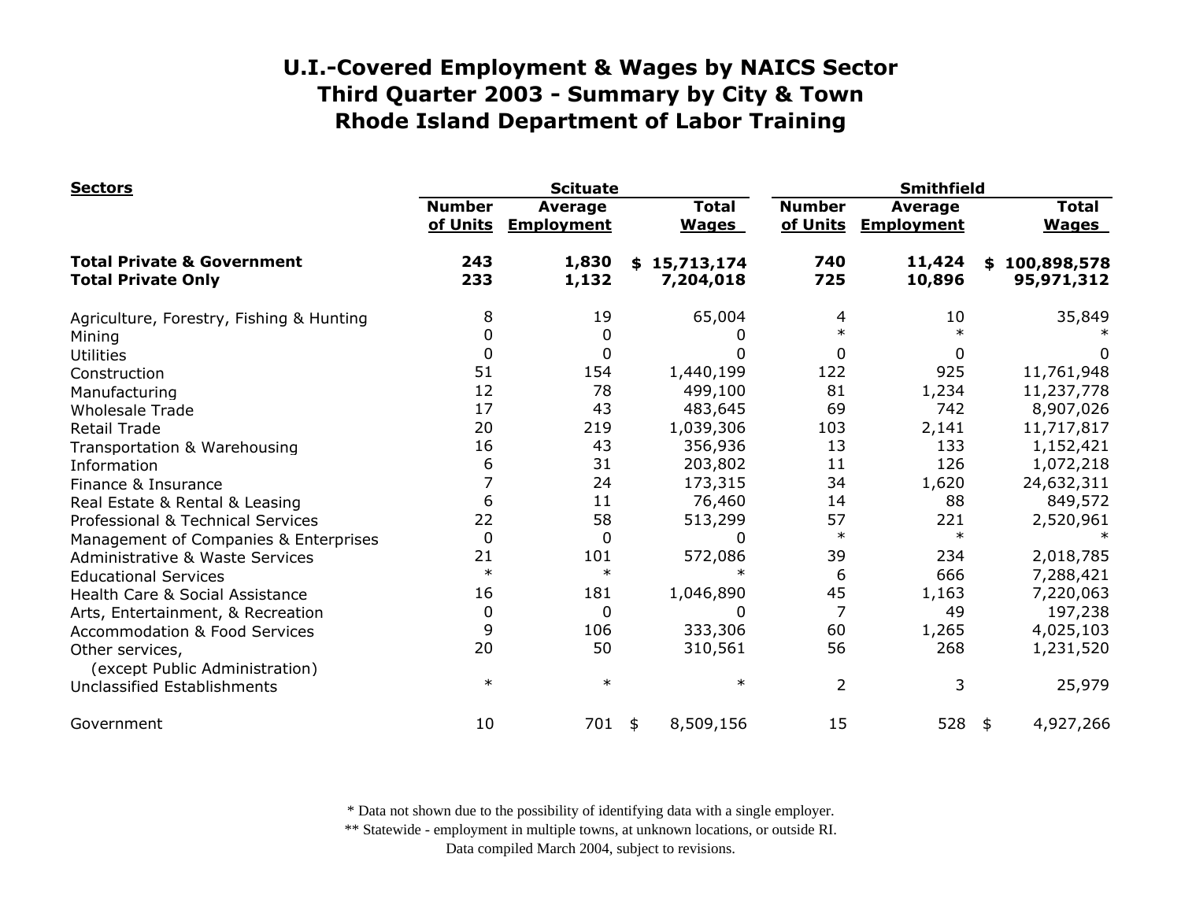# U.I.-Covered Employment & Wages by NAICS Sector
## Third Quarter 2003 - Summary by City & Town
## Rhode Island Department of Labor Training

| Sectors | Scituate | | | Smithfield | | |
|---|---|---|---|---|---|---|
| | Number of Units | Average Employment | Total Wages | Number of Units | Average Employment | Total Wages |
| **Total Private & Government** | **243** | **1,830** | **$ 15,713,174** | **740** | **11,424** | **$ 100,898,578** |
| **Total Private Only** | **233** | **1,132** | **7,204,018** | **725** | **10,896** | **95,971,312** |
| Agriculture, Forestry, Fishing & Hunting | 8 | 19 | 65,004 | 4 | 10 | 35,849 |
| Mining | 0 | 0 | 0 | * | * | * |
| Utilities | 0 | 0 | 0 | 0 | 0 | 0 |
| Construction | 51 | 154 | 1,440,199 | 122 | 925 | 11,761,948 |
| Manufacturing | 12 | 78 | 499,100 | 81 | 1,234 | 11,237,778 |
| Wholesale Trade | 17 | 43 | 483,645 | 69 | 742 | 8,907,026 |
| Retail Trade | 20 | 219 | 1,039,306 | 103 | 2,141 | 11,717,817 |
| Transportation & Warehousing | 16 | 43 | 356,936 | 13 | 133 | 1,152,421 |
| Information | 6 | 31 | 203,802 | 11 | 126 | 1,072,218 |
| Finance & Insurance | 7 | 24 | 173,315 | 34 | 1,620 | 24,632,311 |
| Real Estate & Rental & Leasing | 6 | 11 | 76,460 | 14 | 88 | 849,572 |
| Professional & Technical Services | 22 | 58 | 513,299 | 57 | 221 | 2,520,961 |
| Management of Companies & Enterprises | 0 | 0 | 0 | * | * | * |
| Administrative & Waste Services | 21 | 101 | 572,086 | 39 | 234 | 2,018,785 |
| Educational Services | * | * | * | 6 | 666 | 7,288,421 |
| Health Care & Social Assistance | 16 | 181 | 1,046,890 | 45 | 1,163 | 7,220,063 |
| Arts, Entertainment, & Recreation | 0 | 0 | 0 | 7 | 49 | 197,238 |
| Accommodation & Food Services | 9 | 106 | 333,306 | 60 | 1,265 | 4,025,103 |
| Other services, (except Public Administration) | 20 | 50 | 310,561 | 56 | 268 | 1,231,520 |
| Unclassified Establishments | * | * | * | 2 | 3 | 25,979 |
| Government | 10 | 701 | $ 8,509,156 | 15 | 528 | $ 4,927,266 |

\* Data not shown due to the possibility of identifying data with a single employer.
\*\* Statewide - employment in multiple towns, at unknown locations, or outside RI.
Data compiled March 2004, subject to revisions.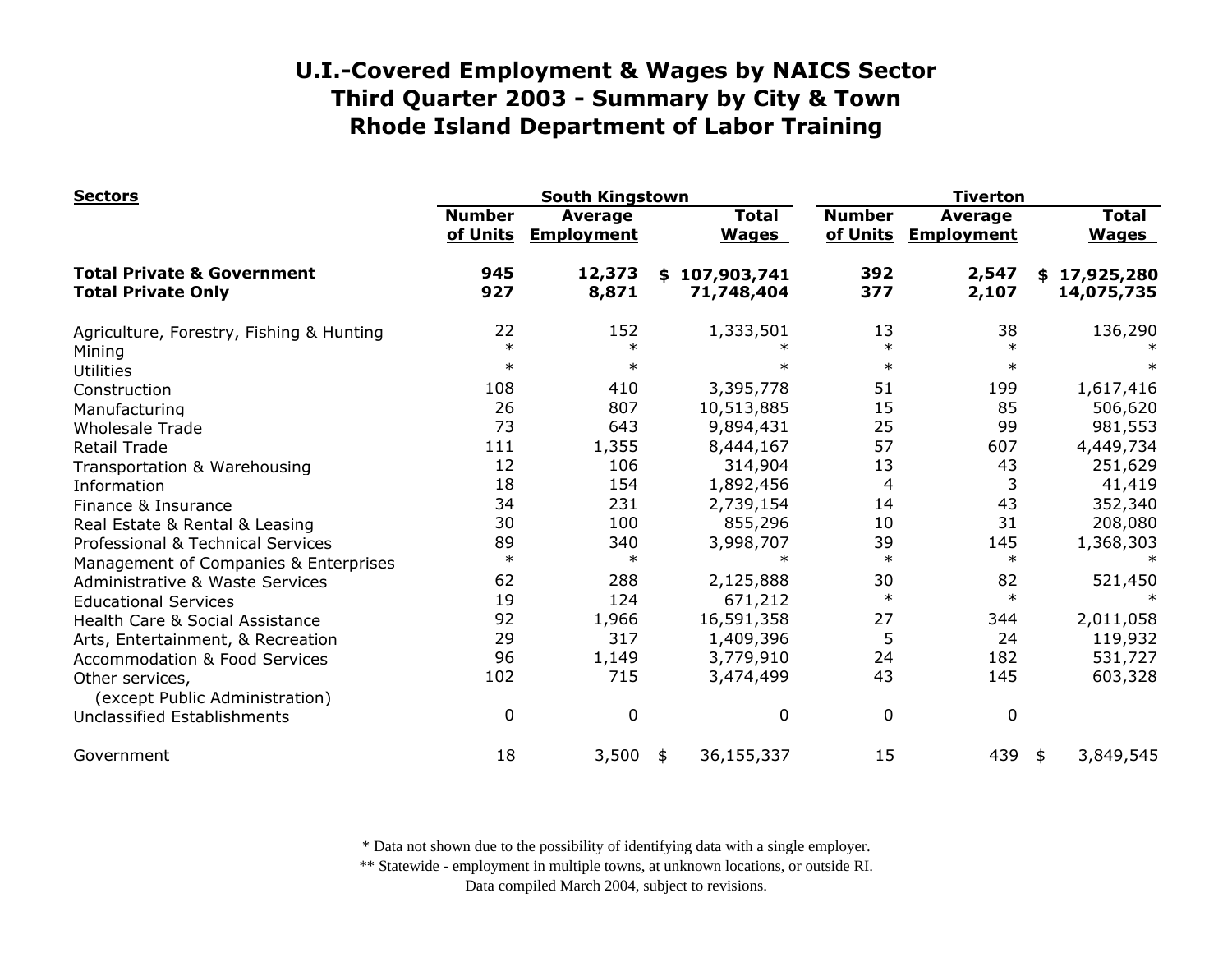# U.I.-Covered Employment & Wages by NAICS Sector
## Third Quarter 2003 - Summary by City & Town
## Rhode Island Department of Labor Training

| Sectors | South Kingstown | | | Tiverton | | |
|---|---|---|---|---|---|---|
| | Number of Units | Average Employment | Total Wages | Number of Units | Average Employment | Total Wages |
| **Total Private & Government** | **945** | **12,373** | **$ 107,903,741** | **392** | **2,547** | **$ 17,925,280** |
| **Total Private Only** | **927** | **8,871** | **71,748,404** | **377** | **2,107** | **14,075,735** |
| Agriculture, Forestry, Fishing & Hunting | 22 | 152 | 1,333,501 | 13 | 38 | 136,290 |
| Mining | * | * | * | * | * | * |
| Utilities | * | * | * | * | * | * |
| Construction | 108 | 410 | 3,395,778 | 51 | 199 | 1,617,416 |
| Manufacturing | 26 | 807 | 10,513,885 | 15 | 85 | 506,620 |
| Wholesale Trade | 73 | 643 | 9,894,431 | 25 | 99 | 981,553 |
| Retail Trade | 111 | 1,355 | 8,444,167 | 57 | 607 | 4,449,734 |
| Transportation & Warehousing | 12 | 106 | 314,904 | 13 | 43 | 251,629 |
| Information | 18 | 154 | 1,892,456 | 4 | 3 | 41,419 |
| Finance & Insurance | 34 | 231 | 2,739,154 | 14 | 43 | 352,340 |
| Real Estate & Rental & Leasing | 30 | 100 | 855,296 | 10 | 31 | 208,080 |
| Professional & Technical Services | 89 | 340 | 3,998,707 | 39 | 145 | 1,368,303 |
| Management of Companies & Enterprises | * | * | * | * | * | * |
| Administrative & Waste Services | 62 | 288 | 2,125,888 | 30 | 82 | 521,450 |
| Educational Services | 19 | 124 | 671,212 | * | * | * |
| Health Care & Social Assistance | 92 | 1,966 | 16,591,358 | 27 | 344 | 2,011,058 |
| Arts, Entertainment, & Recreation | 29 | 317 | 1,409,396 | 5 | 24 | 119,932 |
| Accommodation & Food Services | 96 | 1,149 | 3,779,910 | 24 | 182 | 531,727 |
| Other services, (except Public Administration) | 102 | 715 | 3,474,499 | 43 | 145 | 603,328 |
| Unclassified Establishments | 0 | 0 | 0 | 0 | 0 | |
| Government | 18 | 3,500 | $ 36,155,337 | 15 | 439 | $ 3,849,545 |

\* Data not shown due to the possibility of identifying data with a single employer.

\*\* Statewide - employment in multiple towns, at unknown locations, or outside RI.

Data compiled March 2004, subject to revisions.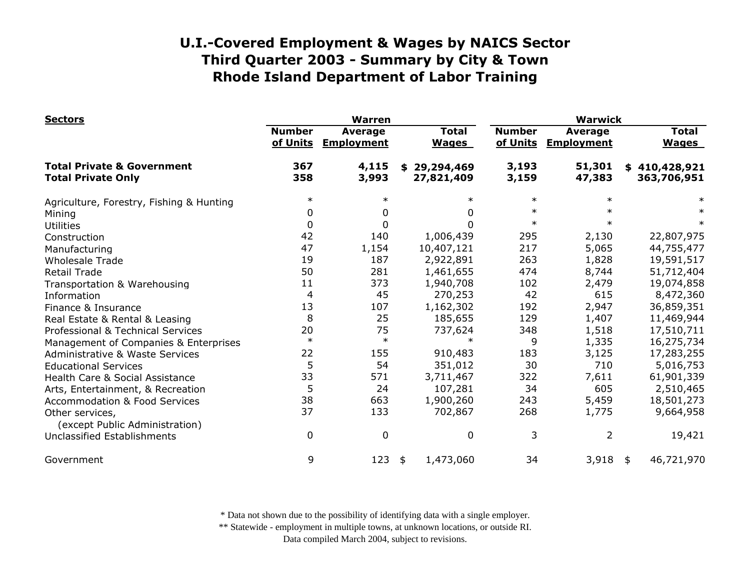# U.I.-Covered Employment & Wages by NAICS Sector
## Third Quarter 2003 - Summary by City & Town
## Rhode Island Department of Labor Training

| Sectors | Warren | | | Warwick | | |
|---|---|---|---|---|---|---|
| | Number of Units | Average Employment | Total Wages | Number of Units | Average Employment | Total Wages |
| **Total Private & Government** | **367** | **4,115** | **$ 29,294,469** | **3,193** | **51,301** | **$ 410,428,921** |
| **Total Private Only** | **358** | **3,993** | **27,821,409** | **3,159** | **47,383** | **363,706,951** |
| Agriculture, Forestry, Fishing & Hunting | * | * | * | * | * | * |
| Mining | 0 | 0 | 0 | * | * | * |
| Utilities | 0 | 0 | 0 | * | * | * |
| Construction | 42 | 140 | 1,006,439 | 295 | 2,130 | 22,807,975 |
| Manufacturing | 47 | 1,154 | 10,407,121 | 217 | 5,065 | 44,755,477 |
| Wholesale Trade | 19 | 187 | 2,922,891 | 263 | 1,828 | 19,591,517 |
| Retail Trade | 50 | 281 | 1,461,655 | 474 | 8,744 | 51,712,404 |
| Transportation & Warehousing | 11 | 373 | 1,940,708 | 102 | 2,479 | 19,074,858 |
| Information | 4 | 45 | 270,253 | 42 | 615 | 8,472,360 |
| Finance & Insurance | 13 | 107 | 1,162,302 | 192 | 2,947 | 36,859,351 |
| Real Estate & Rental & Leasing | 8 | 25 | 185,655 | 129 | 1,407 | 11,469,944 |
| Professional & Technical Services | 20 | 75 | 737,624 | 348 | 1,518 | 17,510,711 |
| Management of Companies & Enterprises | * | * | * | 9 | 1,335 | 16,275,734 |
| Administrative & Waste Services | 22 | 155 | 910,483 | 183 | 3,125 | 17,283,255 |
| Educational Services | 5 | 54 | 351,012 | 30 | 710 | 5,016,753 |
| Health Care & Social Assistance | 33 | 571 | 3,711,467 | 322 | 7,611 | 61,901,339 |
| Arts, Entertainment, & Recreation | 5 | 24 | 107,281 | 34 | 605 | 2,510,465 |
| Accommodation & Food Services | 38 | 663 | 1,900,260 | 243 | 5,459 | 18,501,273 |
| Other services, (except Public Administration) | 37 | 133 | 702,867 | 268 | 1,775 | 9,664,958 |
| Unclassified Establishments | 0 | 0 | 0 | 3 | 2 | 19,421 |
| Government | 9 | 123 | $ 1,473,060 | 34 | 3,918 | $ 46,721,970 |

\* Data not shown due to the possibility of identifying data with a single employer.
\*\* Statewide - employment in multiple towns, at unknown locations, or outside RI.
Data compiled March 2004, subject to revisions.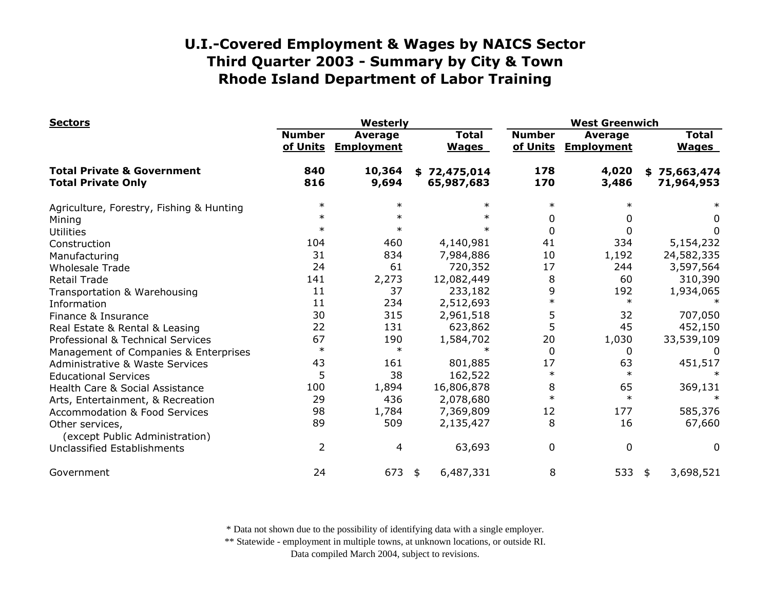# U.I.-Covered Employment & Wages by NAICS Sector
# Third Quarter 2003 - Summary by City & Town
# Rhode Island Department of Labor Training

| Sectors | Westerly | | | West Greenwich | | |
|---|---|---|---|---|---|---|
| | Number of Units | Average Employment | Total Wages | Number of Units | Average Employment | Total Wages |
| **Total Private & Government** | **840** | **10,364** | **$ 72,475,014** | **178** | **4,020** | **$ 75,663,474** |
| **Total Private Only** | **816** | **9,694** | **65,987,683** | **170** | **3,486** | **71,964,953** |
| Agriculture, Forestry, Fishing & Hunting | * | * | * | * | * | * |
| Mining | * | * | * | 0 | 0 | 0 |
| Utilities | * | * | * | 0 | 0 | 0 |
| Construction | 104 | 460 | 4,140,981 | 41 | 334 | 5,154,232 |
| Manufacturing | 31 | 834 | 7,984,886 | 10 | 1,192 | 24,582,335 |
| Wholesale Trade | 24 | 61 | 720,352 | 17 | 244 | 3,597,564 |
| Retail Trade | 141 | 2,273 | 12,082,449 | 8 | 60 | 310,390 |
| Transportation & Warehousing | 11 | 37 | 233,182 | 9 | 192 | 1,934,065 |
| Information | 11 | 234 | 2,512,693 | * | * | * |
| Finance & Insurance | 30 | 315 | 2,961,518 | 5 | 32 | 707,050 |
| Real Estate & Rental & Leasing | 22 | 131 | 623,862 | 5 | 45 | 452,150 |
| Professional & Technical Services | 67 | 190 | 1,584,702 | 20 | 1,030 | 33,539,109 |
| Management of Companies & Enterprises | * | * | * | 0 | 0 | 0 |
| Administrative & Waste Services | 43 | 161 | 801,885 | 17 | 63 | 451,517 |
| Educational Services | 5 | 38 | 162,522 | * | * | * |
| Health Care & Social Assistance | 100 | 1,894 | 16,806,878 | 8 | 65 | 369,131 |
| Arts, Entertainment, & Recreation | 29 | 436 | 2,078,680 | * | * | * |
| Accommodation & Food Services | 98 | 1,784 | 7,369,809 | 12 | 177 | 585,376 |
| Other services, (except Public Administration) | 89 | 509 | 2,135,427 | 8 | 16 | 67,660 |
| Unclassified Establishments | 2 | 4 | 63,693 | 0 | 0 | 0 |
| Government | 24 | 673 | $ 6,487,331 | 8 | 533 | $ 3,698,521 |

\* Data not shown due to the possibility of identifying data with a single employer.
\*\* Statewide - employment in multiple towns, at unknown locations, or outside RI.
Data compiled March 2004, subject to revisions.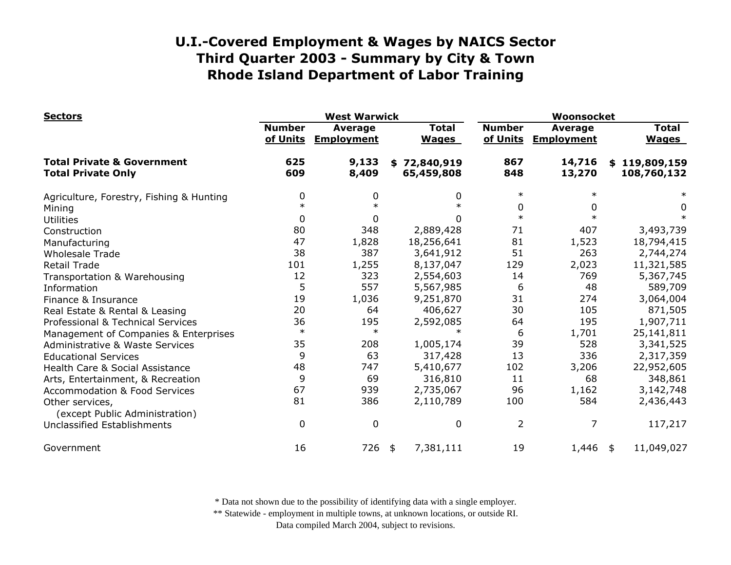# U.I.-Covered Employment & Wages by NAICS Sector
## Third Quarter 2003 - Summary by City & Town
## Rhode Island Department of Labor Training

| Sectors | West Warwick | | | Woonsocket | | |
|---|---|---|---|---|---|---|
| | Number of Units | Average Employment | Total Wages | Number of Units | Average Employment | Total Wages |
| **Total Private & Government** | **625** | **9,133** | **$ 72,840,919** | **867** | **14,716** | **$ 119,809,159** |
| **Total Private Only** | **609** | **8,409** | **65,459,808** | **848** | **13,270** | **108,760,132** |
| Agriculture, Forestry, Fishing & Hunting | 0 | 0 | 0 | * | * | * |
| Mining | * | * | * | 0 | 0 | 0 |
| Utilities | 0 | 0 | 0 | * | * | * |
| Construction | 80 | 348 | 2,889,428 | 71 | 407 | 3,493,739 |
| Manufacturing | 47 | 1,828 | 18,256,641 | 81 | 1,523 | 18,794,415 |
| Wholesale Trade | 38 | 387 | 3,641,912 | 51 | 263 | 2,744,274 |
| Retail Trade | 101 | 1,255 | 8,137,047 | 129 | 2,023 | 11,321,585 |
| Transportation & Warehousing | 12 | 323 | 2,554,603 | 14 | 769 | 5,367,745 |
| Information | 5 | 557 | 5,567,985 | 6 | 48 | 589,709 |
| Finance & Insurance | 19 | 1,036 | 9,251,870 | 31 | 274 | 3,064,004 |
| Real Estate & Rental & Leasing | 20 | 64 | 406,627 | 30 | 105 | 871,505 |
| Professional & Technical Services | 36 | 195 | 2,592,085 | 64 | 195 | 1,907,711 |
| Management of Companies & Enterprises | * | * | * | 6 | 1,701 | 25,141,811 |
| Administrative & Waste Services | 35 | 208 | 1,005,174 | 39 | 528 | 3,341,525 |
| Educational Services | 9 | 63 | 317,428 | 13 | 336 | 2,317,359 |
| Health Care & Social Assistance | 48 | 747 | 5,410,677 | 102 | 3,206 | 22,952,605 |
| Arts, Entertainment, & Recreation | 9 | 69 | 316,810 | 11 | 68 | 348,861 |
| Accommodation & Food Services | 67 | 939 | 2,735,067 | 96 | 1,162 | 3,142,748 |
| Other services, (except Public Administration) | 81 | 386 | 2,110,789 | 100 | 584 | 2,436,443 |
| Unclassified Establishments | 0 | 0 | 0 | 2 | 7 | 117,217 |
| Government | 16 | 726 | $ 7,381,111 | 19 | 1,446 | $ 11,049,027 |

\* Data not shown due to the possibility of identifying data with a single employer.
\*\* Statewide - employment in multiple towns, at unknown locations, or outside RI.
Data compiled March 2004, subject to revisions.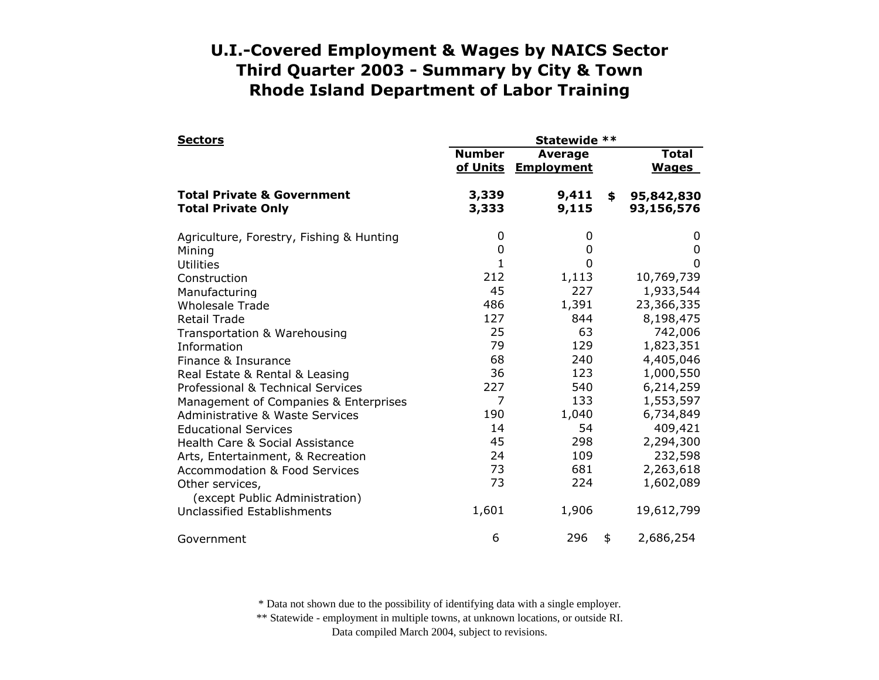# U.I.-Covered Employment & Wages by NAICS Sector
# Third Quarter 2003 - Summary by City & Town
# Rhode Island Department of Labor Training

| Sectors | Statewide ** | | |
|---|---|---|---|
| | Number of Units | Average Employment | Total Wages |
| **Total Private & Government** | **3,339** | **9,411** | **$ 95,842,830** |
| **Total Private Only** | **3,333** | **9,115** | **93,156,576** |
| Agriculture, Forestry, Fishing & Hunting | 0 | 0 | 0 |
| Mining | 0 | 0 | 0 |
| Utilities | 1 | 0 | 0 |
| Construction | 212 | 1,113 | 10,769,739 |
| Manufacturing | 45 | 227 | 1,933,544 |
| Wholesale Trade | 486 | 1,391 | 23,366,335 |
| Retail Trade | 127 | 844 | 8,198,475 |
| Transportation & Warehousing | 25 | 63 | 742,006 |
| Information | 79 | 129 | 1,823,351 |
| Finance & Insurance | 68 | 240 | 4,405,046 |
| Real Estate & Rental & Leasing | 36 | 123 | 1,000,550 |
| Professional & Technical Services | 227 | 540 | 6,214,259 |
| Management of Companies & Enterprises | 7 | 133 | 1,553,597 |
| Administrative & Waste Services | 190 | 1,040 | 6,734,849 |
| Educational Services | 14 | 54 | 409,421 |
| Health Care & Social Assistance | 45 | 298 | 2,294,300 |
| Arts, Entertainment, & Recreation | 24 | 109 | 232,598 |
| Accommodation & Food Services | 73 | 681 | 2,263,618 |
| Other services, (except Public Administration) | 73 | 224 | 1,602,089 |
| Unclassified Establishments | 1,601 | 1,906 | 19,612,799 |
| Government | 6 | 296 | $ 2,686,254 |

\* Data not shown due to the possibility of identifying data with a single employer.

** Statewide - employment in multiple towns, at unknown locations, or outside RI.

Data compiled March 2004, subject to revisions.